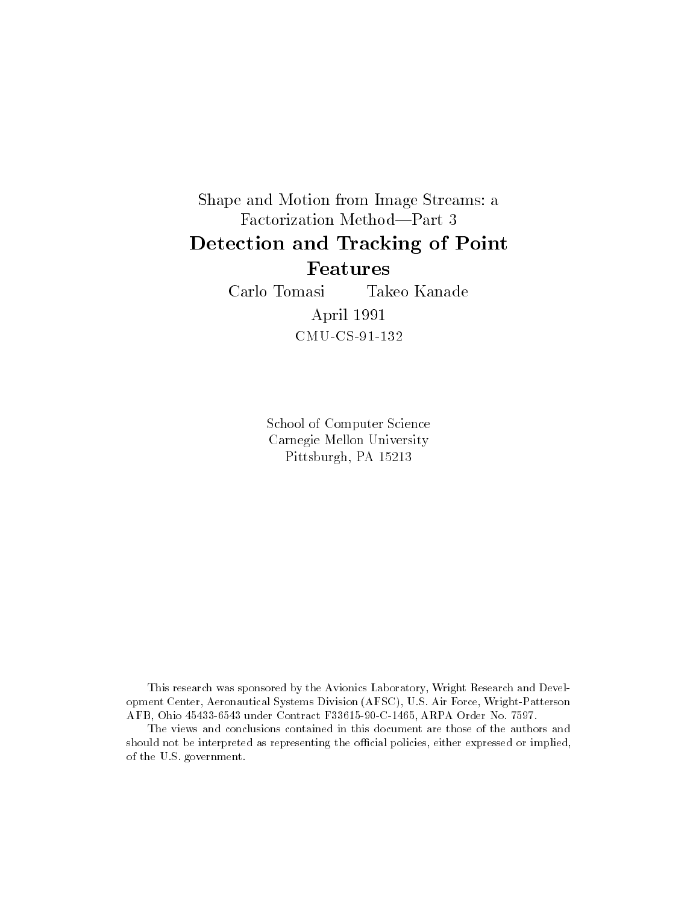Shape and Motion from Image Streams: a Factorization Method—Part 3

# Detection and Tracking of Point Features

Carlo Tomasi    Takeo Kanade

April 1991

CMU-CS-91-132

School of Computer Science
Carnegie Mellon University
Pittsburgh, PA 15213

This research was sponsored by the Avionics Laboratory, Wright Research and Development Center, Aeronautical Systems Division (AFSC), U.S. Air Force, Wright-Patterson AFB, Ohio 45433-6543 under Contract F33615-90-C-1465, ARPA Order No. 7597.

The views and conclusions contained in this document are those of the authors and should not be interpreted as representing the official policies, either expressed or implied, of the U.S. government.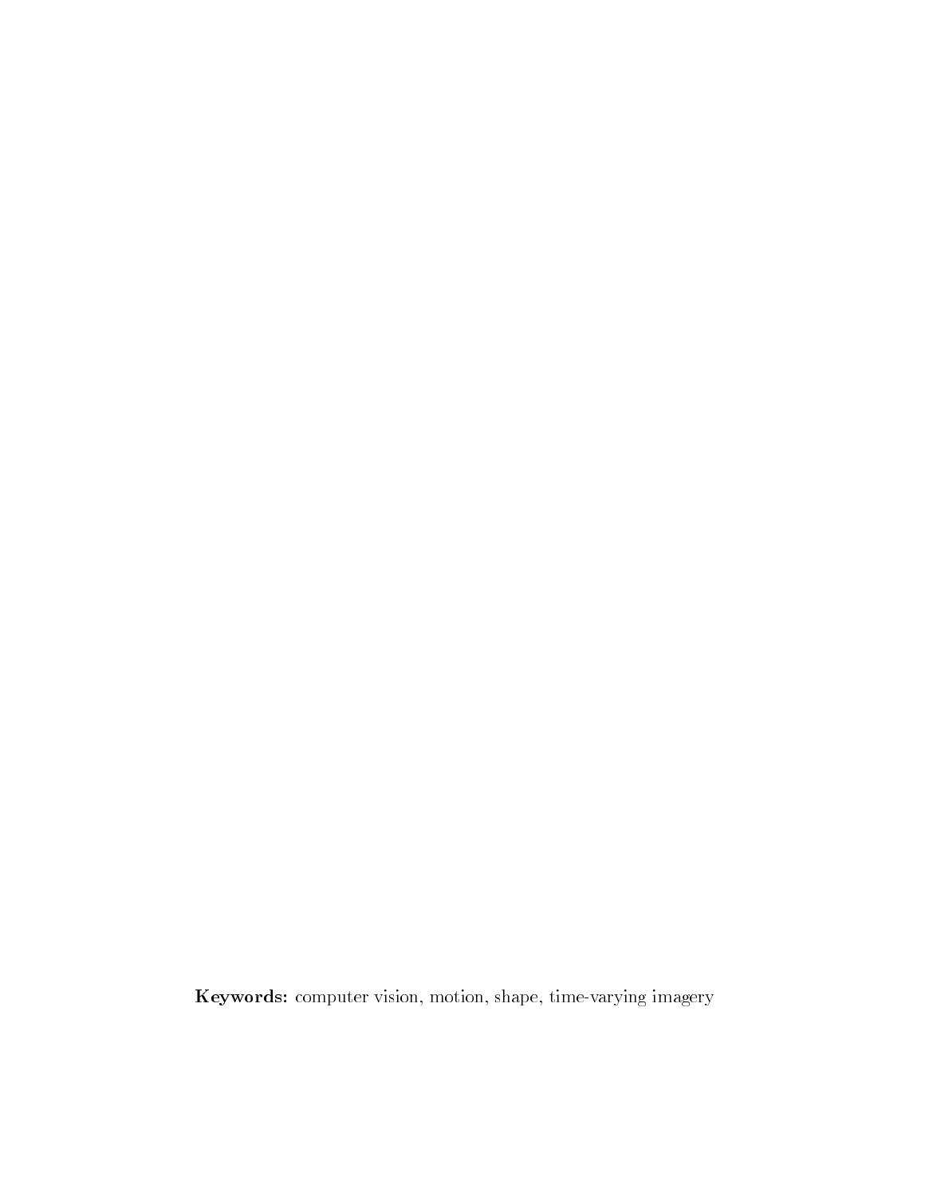**Keywords:** computer vision, motion, shape, time-varying imagery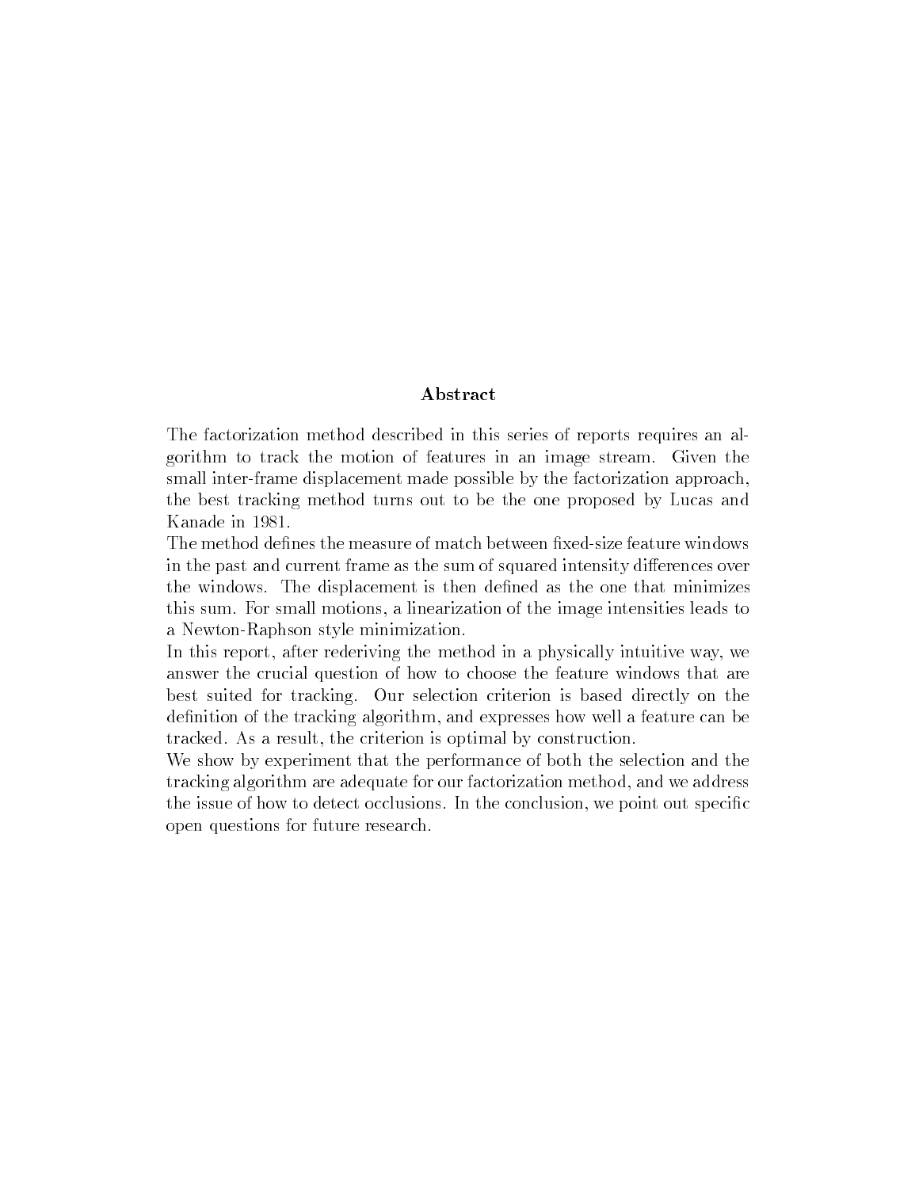## Abstract

The factorization method described in this series of reports requires an algorithm to track the motion of features in an image stream. Given the small inter-frame displacement made possible by the factorization approach, the best tracking method turns out to be the one proposed by Lucas and Kanade in 1981.

The method defines the measure of match between fixed-size feature windows in the past and current frame as the sum of squared intensity differences over the windows. The displacement is then defined as the one that minimizes this sum. For small motions, a linearization of the image intensities leads to a Newton-Raphson style minimization.

In this report, after rederiving the method in a physically intuitive way, we answer the crucial question of how to choose the feature windows that are best suited for tracking. Our selection criterion is based directly on the definition of the tracking algorithm, and expresses how well a feature can be tracked. As a result, the criterion is optimal by construction.

We show by experiment that the performance of both the selection and the tracking algorithm are adequate for our factorization method, and we address the issue of how to detect occlusions. In the conclusion, we point out specific open questions for future research.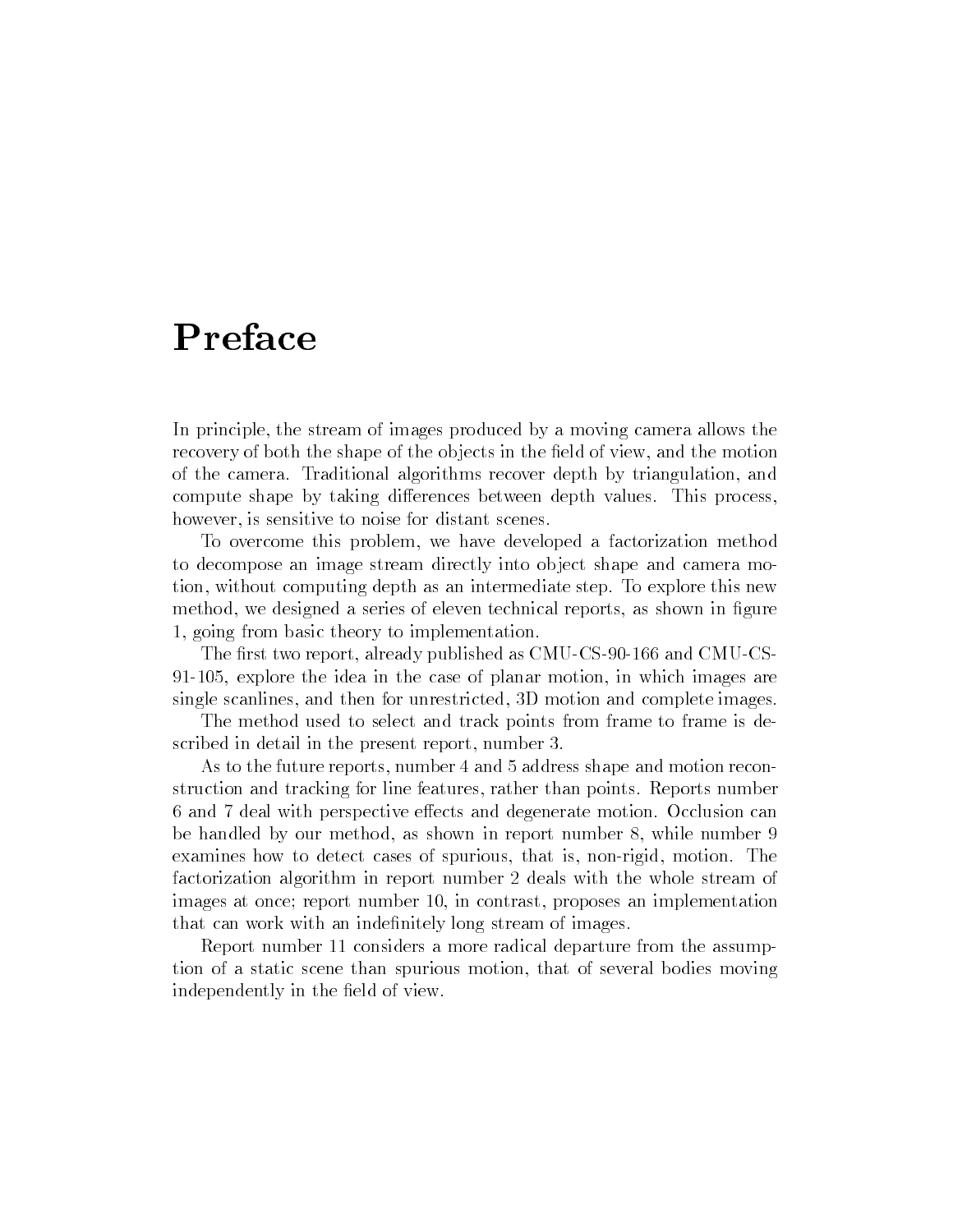# Preface

In principle, the stream of images produced by a moving camera allows the recovery of both the shape of the objects in the field of view, and the motion of the camera. Traditional algorithms recover depth by triangulation, and compute shape by taking differences between depth values. This process, however, is sensitive to noise for distant scenes.

To overcome this problem, we have developed a factorization method to decompose an image stream directly into object shape and camera motion, without computing depth as an intermediate step. To explore this new method, we designed a series of eleven technical reports, as shown in figure 1, going from basic theory to implementation.

The first two report, already published as CMU-CS-90-166 and CMU-CS-91-105, explore the idea in the case of planar motion, in which images are single scanlines, and then for unrestricted, 3D motion and complete images.

The method used to select and track points from frame to frame is described in detail in the present report, number 3.

As to the future reports, number 4 and 5 address shape and motion reconstruction and tracking for line features, rather than points. Reports number 6 and 7 deal with perspective effects and degenerate motion. Occlusion can be handled by our method, as shown in report number 8, while number 9 examines how to detect cases of spurious, that is, non-rigid, motion. The factorization algorithm in report number 2 deals with the whole stream of images at once; report number 10, in contrast, proposes an implementation that can work with an indefinitely long stream of images.

Report number 11 considers a more radical departure from the assumption of a static scene than spurious motion, that of several bodies moving independently in the field of view.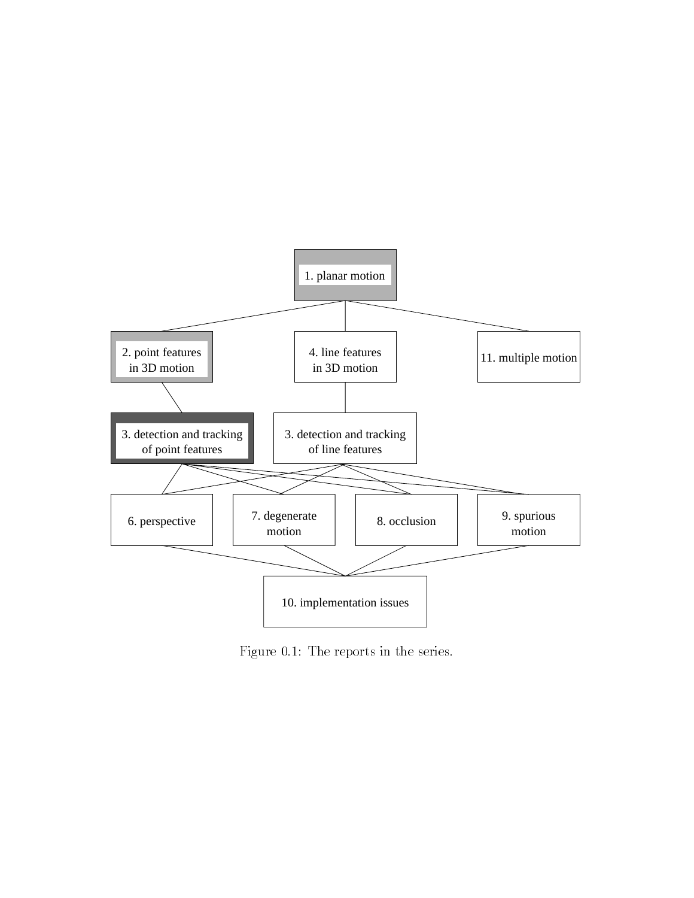1. planar motion

2. point features in 3D motion

4. line features in 3D motion

11. multiple motion

3. detection and tracking of point features

3. detection and tracking of line features

6. perspective

7. degenerate motion

8. occlusion

9. spurious motion

10. implementation issues

Figure 0.1: The reports in the series.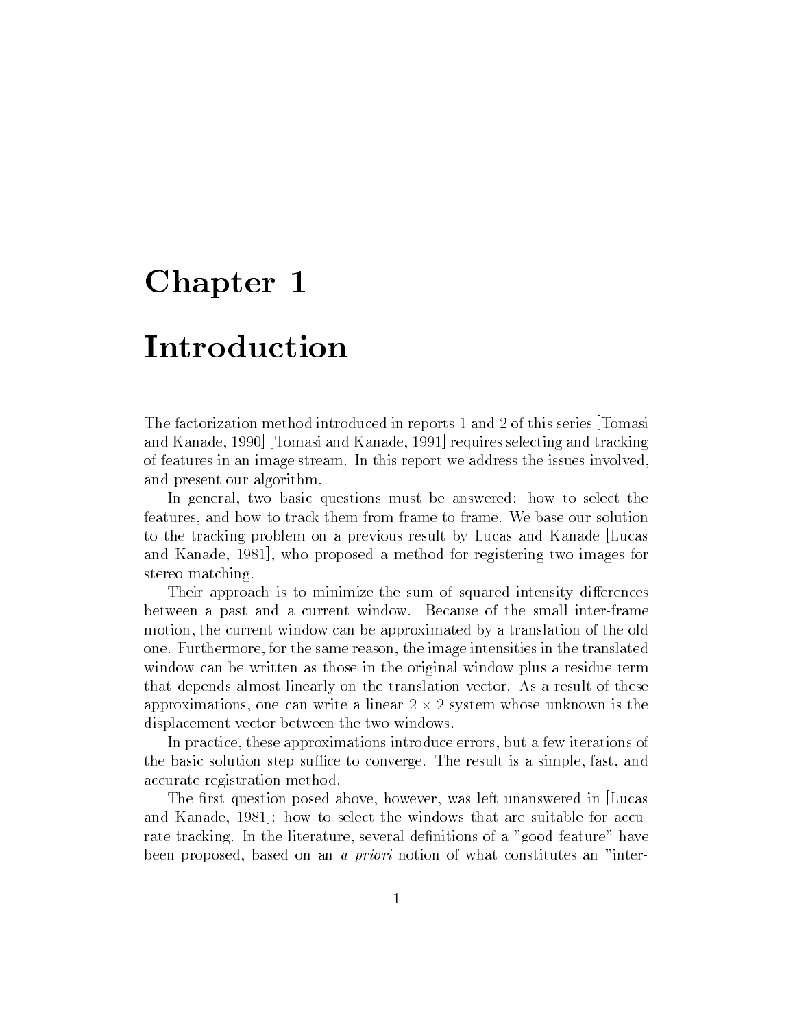# Chapter 1

# Introduction

The factorization method introduced in reports 1 and 2 of this series [Tomasi and Kanade, 1990] [Tomasi and Kanade, 1991] requires selecting and tracking of features in an image stream. In this report we address the issues involved, and present our algorithm.

In general, two basic questions must be answered: how to select the features, and how to track them from frame to frame. We base our solution to the tracking problem on a previous result by Lucas and Kanade [Lucas and Kanade, 1981], who proposed a method for registering two images for stereo matching.

Their approach is to minimize the sum of squared intensity differences between a past and a current window. Because of the small inter-frame motion, the current window can be approximated by a translation of the old one. Furthermore, for the same reason, the image intensities in the translated window can be written as those in the original window plus a residue term that depends almost linearly on the translation vector. As a result of these approximations, one can write a linear $2 \times 2$ system whose unknown is the displacement vector between the two windows.

In practice, these approximations introduce errors, but a few iterations of the basic solution step suffice to converge. The result is a simple, fast, and accurate registration method.

The first question posed above, however, was left unanswered in [Lucas and Kanade, 1981]: how to select the windows that are suitable for accurate tracking. In the literature, several definitions of a "good feature" have been proposed, based on an *a priori* notion of what constitutes an "inter-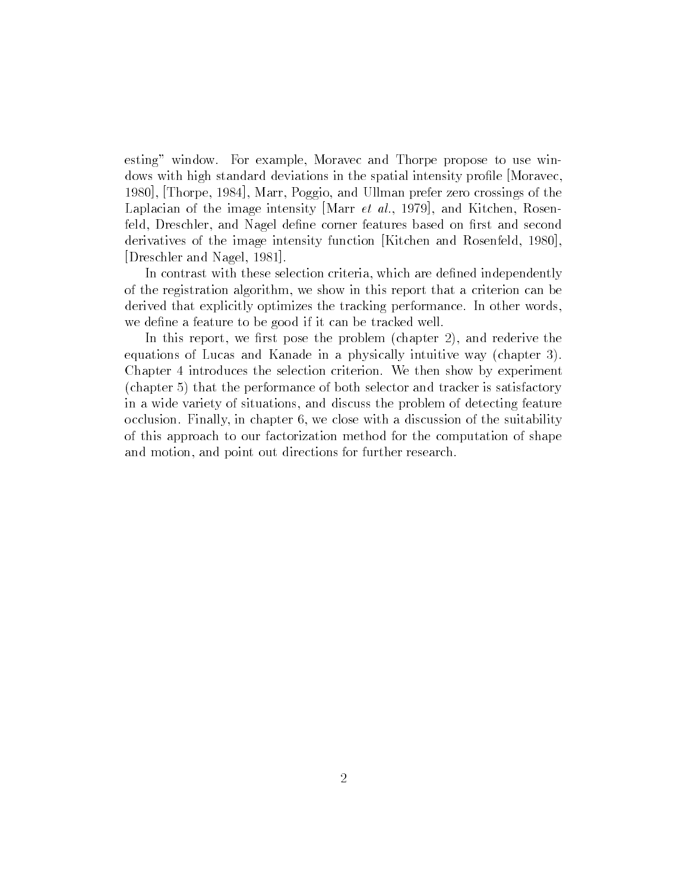esting" window. For example, Moravec and Thorpe propose to use windows with high standard deviations in the spatial intensity profile [Moravec, 1980], [Thorpe, 1984], Marr, Poggio, and Ullman prefer zero crossings of the Laplacian of the image intensity [Marr *et al.*, 1979], and Kitchen, Rosenfeld, Dreschler, and Nagel define corner features based on first and second derivatives of the image intensity function [Kitchen and Rosenfeld, 1980], [Dreschler and Nagel, 1981].

In contrast with these selection criteria, which are defined independently of the registration algorithm, we show in this report that a criterion can be derived that explicitly optimizes the tracking performance. In other words, we define a feature to be good if it can be tracked well.

In this report, we first pose the problem (chapter 2), and rederive the equations of Lucas and Kanade in a physically intuitive way (chapter 3). Chapter 4 introduces the selection criterion. We then show by experiment (chapter 5) that the performance of both selector and tracker is satisfactory in a wide variety of situations, and discuss the problem of detecting feature occlusion. Finally, in chapter 6, we close with a discussion of the suitability of this approach to our factorization method for the computation of shape and motion, and point out directions for further research.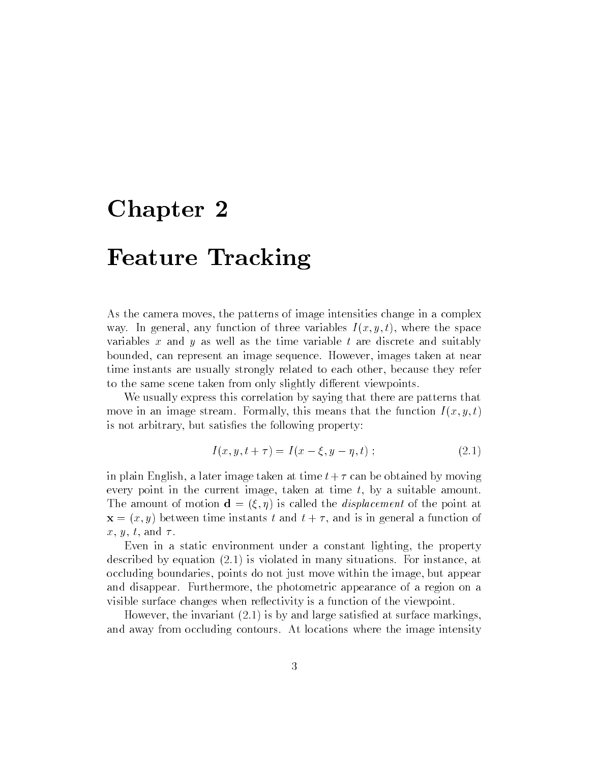# Chapter 2

# Feature Tracking

As the camera moves, the patterns of image intensities change in a complex way. In general, any function of three variables $I(x, y, t)$, where the space variables $x$ and $y$ as well as the time variable $t$ are discrete and suitably bounded, can represent an image sequence. However, images taken at near time instants are usually strongly related to each other, because they refer to the same scene taken from only slightly different viewpoints.

We usually express this correlation by saying that there are patterns that move in an image stream. Formally, this means that the function $I(x, y, t)$ is not arbitrary, but satisfies the following property:

$$I(x, y, t + \tau) = I(x - \xi, y - \eta, t) \; ; \tag{2.1}$$

in plain English, a later image taken at time $t + \tau$ can be obtained by moving every point in the current image, taken at time $t$, by a suitable amount. The amount of motion $\mathbf{d} = (\xi, \eta)$ is called the *displacement* of the point at $\mathbf{x} = (x, y)$ between time instants $t$ and $t + \tau$, and is in general a function of $x$, $y$, $t$, and $\tau$.

Even in a static environment under a constant lighting, the property described by equation (2.1) is violated in many situations. For instance, at occluding boundaries, points do not just move within the image, but appear and disappear. Furthermore, the photometric appearance of a region on a visible surface changes when reflectivity is a function of the viewpoint.

However, the invariant (2.1) is by and large satisfied at surface markings, and away from occluding contours. At locations where the image intensity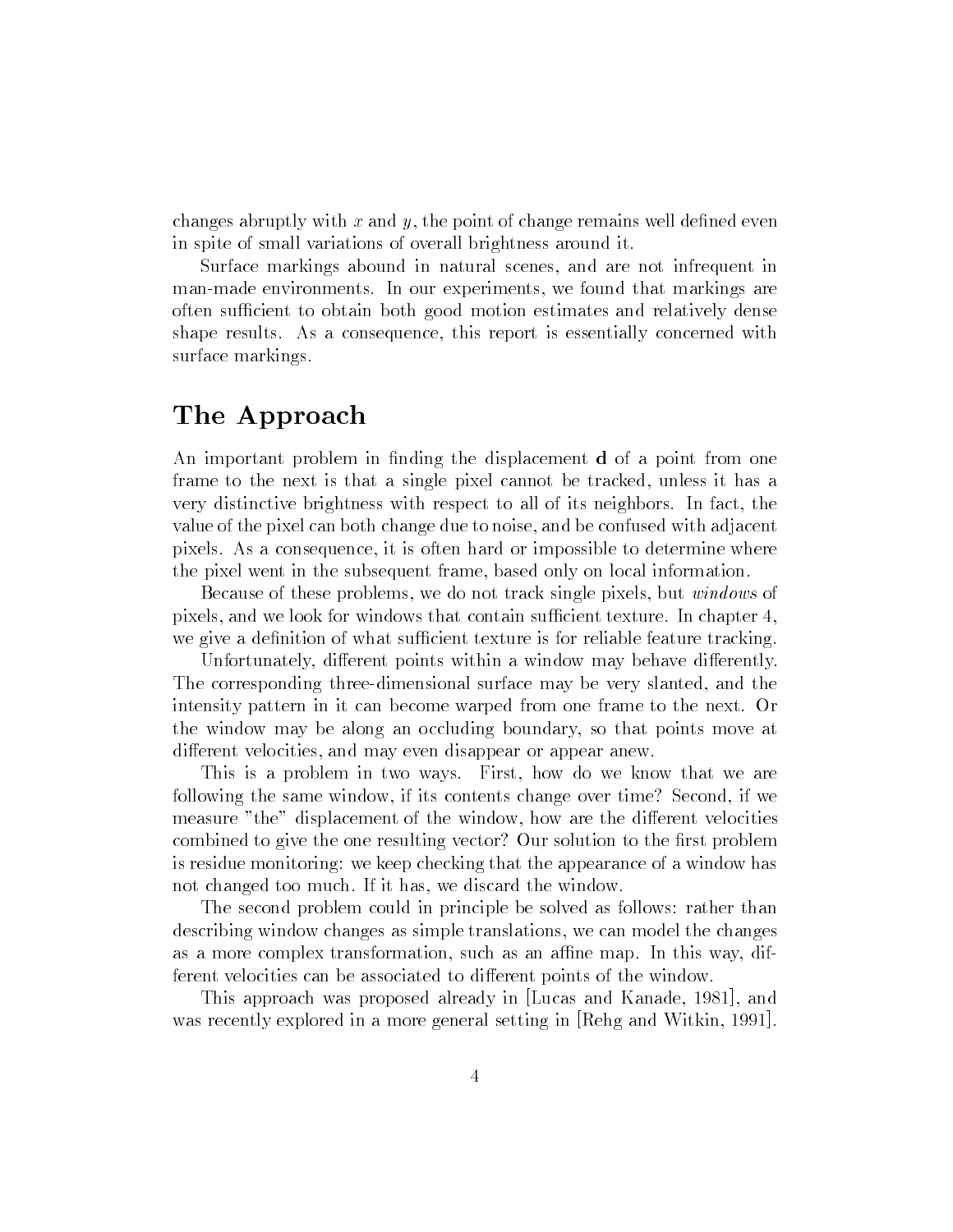changes abruptly with $x$ and $y$, the point of change remains well defined even in spite of small variations of overall brightness around it.

Surface markings abound in natural scenes, and are not infrequent in man-made environments. In our experiments, we found that markings are often sufficient to obtain both good motion estimates and relatively dense shape results. As a consequence, this report is essentially concerned with surface markings.

## The Approach

An important problem in finding the displacement $\mathbf{d}$ of a point from one frame to the next is that a single pixel cannot be tracked, unless it has a very distinctive brightness with respect to all of its neighbors. In fact, the value of the pixel can both change due to noise, and be confused with adjacent pixels. As a consequence, it is often hard or impossible to determine where the pixel went in the subsequent frame, based only on local information.

Because of these problems, we do not track single pixels, but *windows* of pixels, and we look for windows that contain sufficient texture. In chapter 4, we give a definition of what sufficient texture is for reliable feature tracking.

Unfortunately, different points within a window may behave differently. The corresponding three-dimensional surface may be very slanted, and the intensity pattern in it can become warped from one frame to the next. Or the window may be along an occluding boundary, so that points move at different velocities, and may even disappear or appear anew.

This is a problem in two ways. First, how do we know that we are following the same window, if its contents change over time? Second, if we measure "the" displacement of the window, how are the different velocities combined to give the one resulting vector? Our solution to the first problem is residue monitoring: we keep checking that the appearance of a window has not changed too much. If it has, we discard the window.

The second problem could in principle be solved as follows: rather than describing window changes as simple translations, we can model the changes as a more complex transformation, such as an affine map. In this way, different velocities can be associated to different points of the window.

This approach was proposed already in [Lucas and Kanade, 1981], and was recently explored in a more general setting in [Rehg and Witkin, 1991].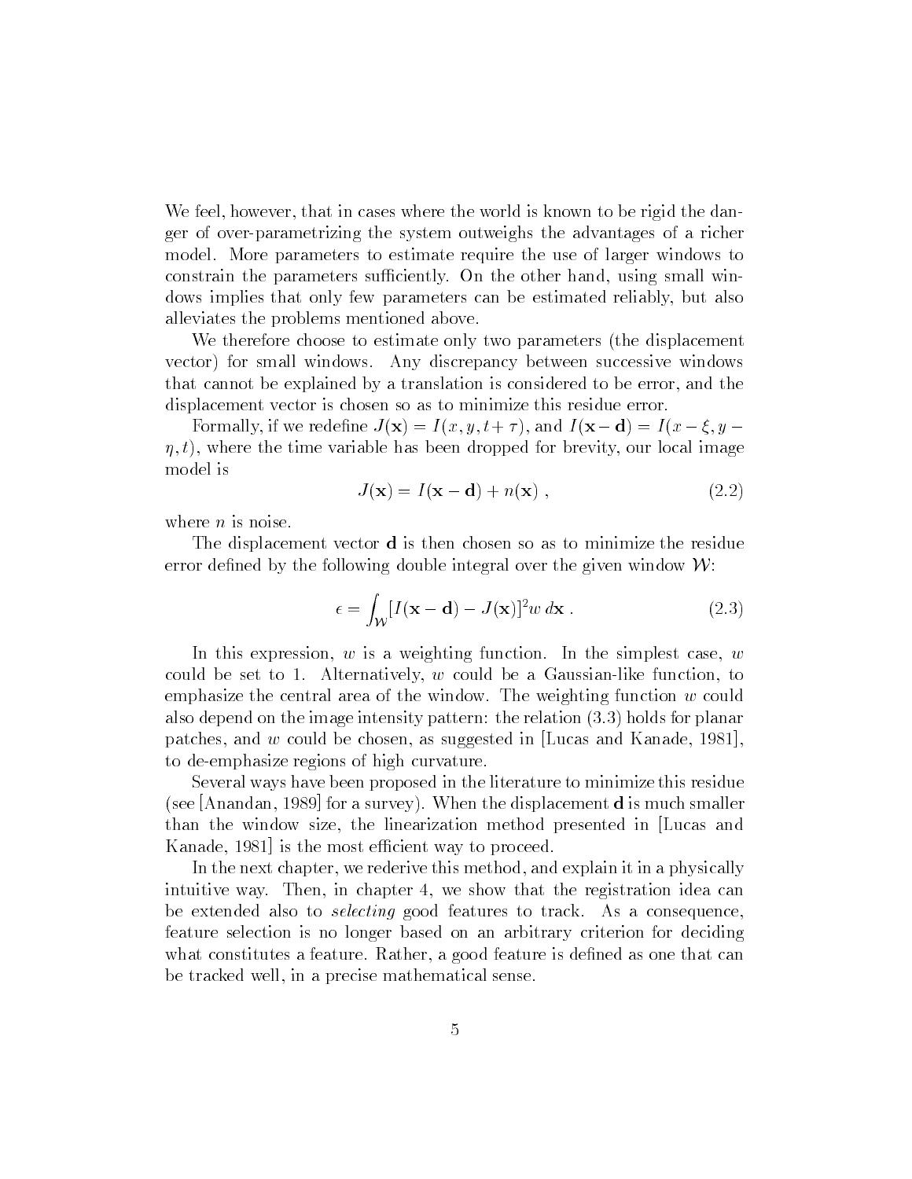We feel, however, that in cases where the world is known to be rigid the danger of over-parametrizing the system outweighs the advantages of a richer model. More parameters to estimate require the use of larger windows to constrain the parameters sufficiently. On the other hand, using small windows implies that only few parameters can be estimated reliably, but also alleviates the problems mentioned above.

We therefore choose to estimate only two parameters (the displacement vector) for small windows. Any discrepancy between successive windows that cannot be explained by a translation is considered to be error, and the displacement vector is chosen so as to minimize this residue error.

Formally, if we redefine $J(\mathbf{x}) = I(x, y, t + \tau)$, and $I(\mathbf{x} - \mathbf{d}) = I(x - \xi, y - \eta, t)$, where the time variable has been dropped for brevity, our local image model is

$$J(\mathbf{x}) = I(\mathbf{x} - \mathbf{d}) + n(\mathbf{x}) \ , \tag{2.2}$$

where $n$ is noise.

The displacement vector $\mathbf{d}$ is then chosen so as to minimize the residue error defined by the following double integral over the given window $\mathcal{W}$:

$$\epsilon = \int_{\mathcal{W}} [I(\mathbf{x} - \mathbf{d}) - J(\mathbf{x})]^2 w \, d\mathbf{x} \ . \tag{2.3}$$

In this expression, $w$ is a weighting function. In the simplest case, $w$ could be set to 1. Alternatively, $w$ could be a Gaussian-like function, to emphasize the central area of the window. The weighting function $w$ could also depend on the image intensity pattern: the relation (3.3) holds for planar patches, and $w$ could be chosen, as suggested in [Lucas and Kanade, 1981], to de-emphasize regions of high curvature.

Several ways have been proposed in the literature to minimize this residue (see [Anandan, 1989] for a survey). When the displacement $\mathbf{d}$ is much smaller than the window size, the linearization method presented in [Lucas and Kanade, 1981] is the most efficient way to proceed.

In the next chapter, we rederive this method, and explain it in a physically intuitive way. Then, in chapter 4, we show that the registration idea can be extended also to *selecting* good features to track. As a consequence, feature selection is no longer based on an arbitrary criterion for deciding what constitutes a feature. Rather, a good feature is defined as one that can be tracked well, in a precise mathematical sense.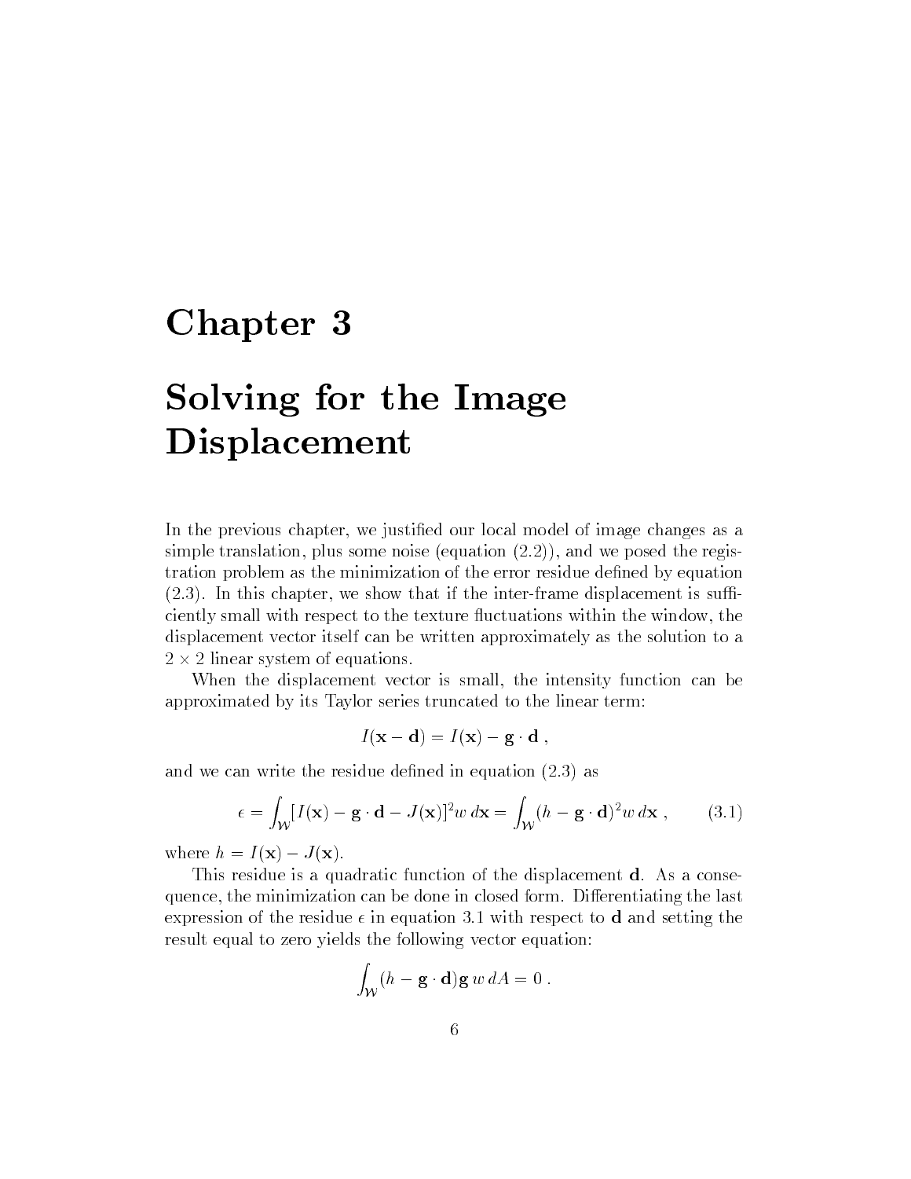# Chapter 3

# Solving for the Image Displacement

In the previous chapter, we justified our local model of image changes as a simple translation, plus some noise (equation (2.2)), and we posed the registration problem as the minimization of the error residue defined by equation (2.3). In this chapter, we show that if the inter-frame displacement is sufficiently small with respect to the texture fluctuations within the window, the displacement vector itself can be written approximately as the solution to a $2 \times 2$ linear system of equations.

When the displacement vector is small, the intensity function can be approximated by its Taylor series truncated to the linear term:

$$I(\mathbf{x} - \mathbf{d}) = I(\mathbf{x}) - \mathbf{g} \cdot \mathbf{d} \ ,$$

and we can write the residue defined in equation (2.3) as

$$\epsilon = \int_{\mathcal{W}} [I(\mathbf{x}) - \mathbf{g} \cdot \mathbf{d} - J(\mathbf{x})]^2 w \, d\mathbf{x} = \int_{\mathcal{W}} (h - \mathbf{g} \cdot \mathbf{d})^2 w \, d\mathbf{x} \ , \qquad (3.1)$$

where $h = I(\mathbf{x}) - J(\mathbf{x})$.

This residue is a quadratic function of the displacement $\mathbf{d}$. As a consequence, the minimization can be done in closed form. Differentiating the last expression of the residue $\epsilon$ in equation 3.1 with respect to $\mathbf{d}$ and setting the result equal to zero yields the following vector equation:

$$\int_{\mathcal{W}} (h - \mathbf{g} \cdot \mathbf{d}) \mathbf{g} \, w \, dA = 0 \ .$$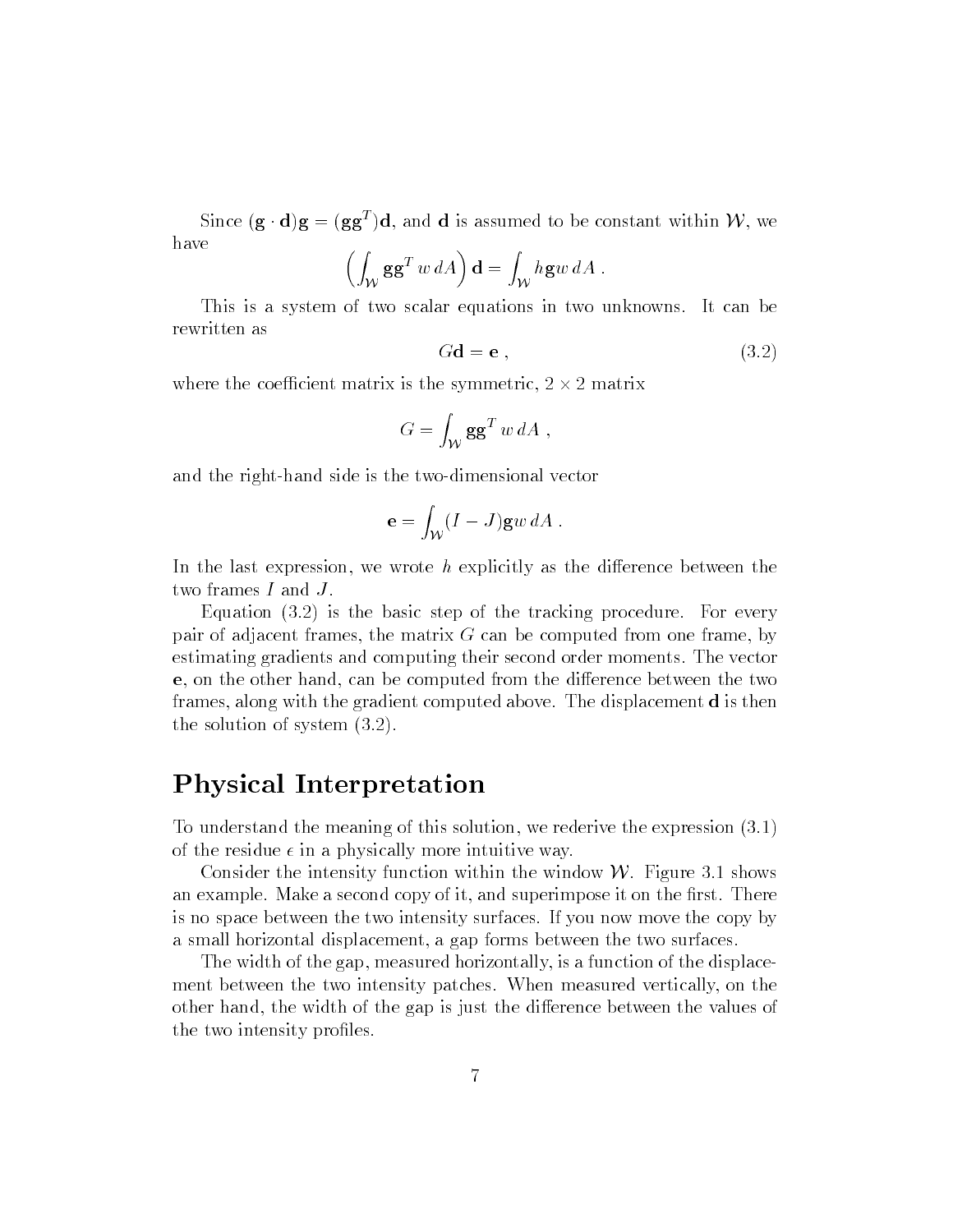Since $(\mathbf{g} \cdot \mathbf{d})\mathbf{g} = (\mathbf{g}\mathbf{g}^T)\mathbf{d}$, and $\mathbf{d}$ is assumed to be constant within $\mathcal{W}$, we have

$$\left( \int_{\mathcal{W}} \mathbf{g}\mathbf{g}^T \, w \, dA \right) \mathbf{d} = \int_{\mathcal{W}} h \mathbf{g} w \, dA \, .$$

This is a system of two scalar equations in two unknowns. It can be rewritten as

$$G\mathbf{d} = \mathbf{e} \, , \tag{3.2}$$

where the coefficient matrix is the symmetric, $2 \times 2$ matrix

$$G = \int_{\mathcal{W}} \mathbf{g}\mathbf{g}^T \, w \, dA \, ,$$

and the right-hand side is the two-dimensional vector

$$\mathbf{e} = \int_{\mathcal{W}} (I - J) \mathbf{g} w \, dA \, .$$

In the last expression, we wrote $h$ explicitly as the difference between the two frames $I$ and $J$.

Equation (3.2) is the basic step of the tracking procedure. For every pair of adjacent frames, the matrix $G$ can be computed from one frame, by estimating gradients and computing their second order moments. The vector $\mathbf{e}$, on the other hand, can be computed from the difference between the two frames, along with the gradient computed above. The displacement $\mathbf{d}$ is then the solution of system (3.2).

## Physical Interpretation

To understand the meaning of this solution, we rederive the expression (3.1) of the residue $\epsilon$ in a physically more intuitive way.

Consider the intensity function within the window $\mathcal{W}$. Figure 3.1 shows an example. Make a second copy of it, and superimpose it on the first. There is no space between the two intensity surfaces. If you now move the copy by a small horizontal displacement, a gap forms between the two surfaces.

The width of the gap, measured horizontally, is a function of the displacement between the two intensity patches. When measured vertically, on the other hand, the width of the gap is just the difference between the values of the two intensity profiles.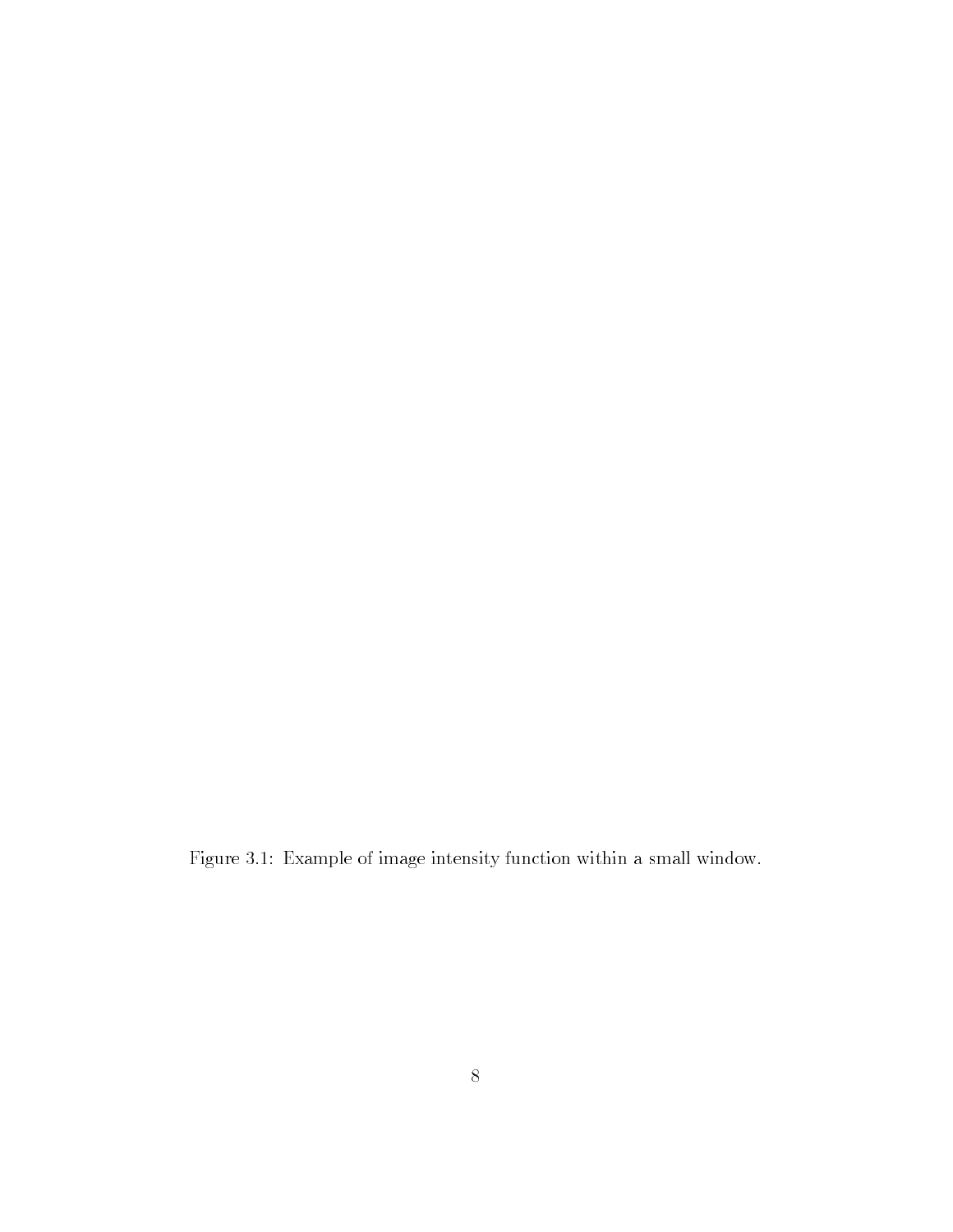Figure 3.1: Example of image intensity function within a small window.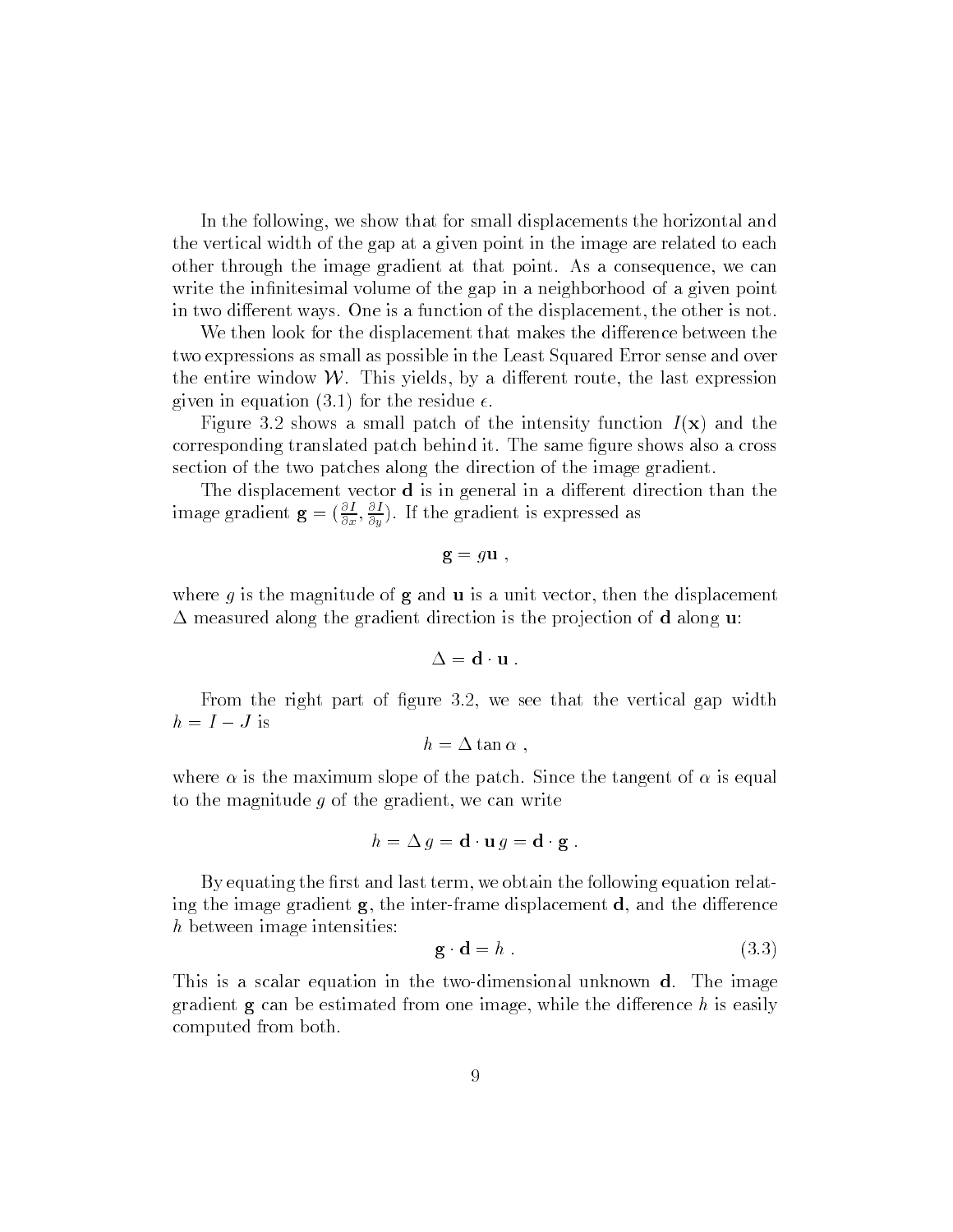In the following, we show that for small displacements the horizontal and the vertical width of the gap at a given point in the image are related to each other through the image gradient at that point. As a consequence, we can write the infinitesimal volume of the gap in a neighborhood of a given point in two different ways. One is a function of the displacement, the other is not.

We then look for the displacement that makes the difference between the two expressions as small as possible in the Least Squared Error sense and over the entire window $\mathcal{W}$. This yields, by a different route, the last expression given in equation (3.1) for the residue $\epsilon$.

Figure 3.2 shows a small patch of the intensity function $I(\mathbf{x})$ and the corresponding translated patch behind it. The same figure shows also a cross section of the two patches along the direction of the image gradient.

The displacement vector $\mathbf{d}$ is in general in a different direction than the image gradient $\mathbf{g} = (\frac{\partial I}{\partial x}, \frac{\partial I}{\partial y})$. If the gradient is expressed as

$$\mathbf{g} = g\mathbf{u} \ ,$$

where $g$ is the magnitude of $\mathbf{g}$ and $\mathbf{u}$ is a unit vector, then the displacement $\Delta$ measured along the gradient direction is the projection of $\mathbf{d}$ along $\mathbf{u}$:

$$\Delta = \mathbf{d} \cdot \mathbf{u} \ .$$

From the right part of figure 3.2, we see that the vertical gap width $h = I - J$ is

$$h = \Delta \tan \alpha \ ,$$

where $\alpha$ is the maximum slope of the patch. Since the tangent of $\alpha$ is equal to the magnitude $g$ of the gradient, we can write

$$h = \Delta \, g = \mathbf{d} \cdot \mathbf{u} \, g = \mathbf{d} \cdot \mathbf{g} \ .$$

By equating the first and last term, we obtain the following equation relating the image gradient $\mathbf{g}$, the inter-frame displacement $\mathbf{d}$, and the difference $h$ between image intensities:

$$\mathbf{g} \cdot \mathbf{d} = h \ . \tag{3.3}$$

This is a scalar equation in the two-dimensional unknown $\mathbf{d}$. The image gradient $\mathbf{g}$ can be estimated from one image, while the difference $h$ is easily computed from both.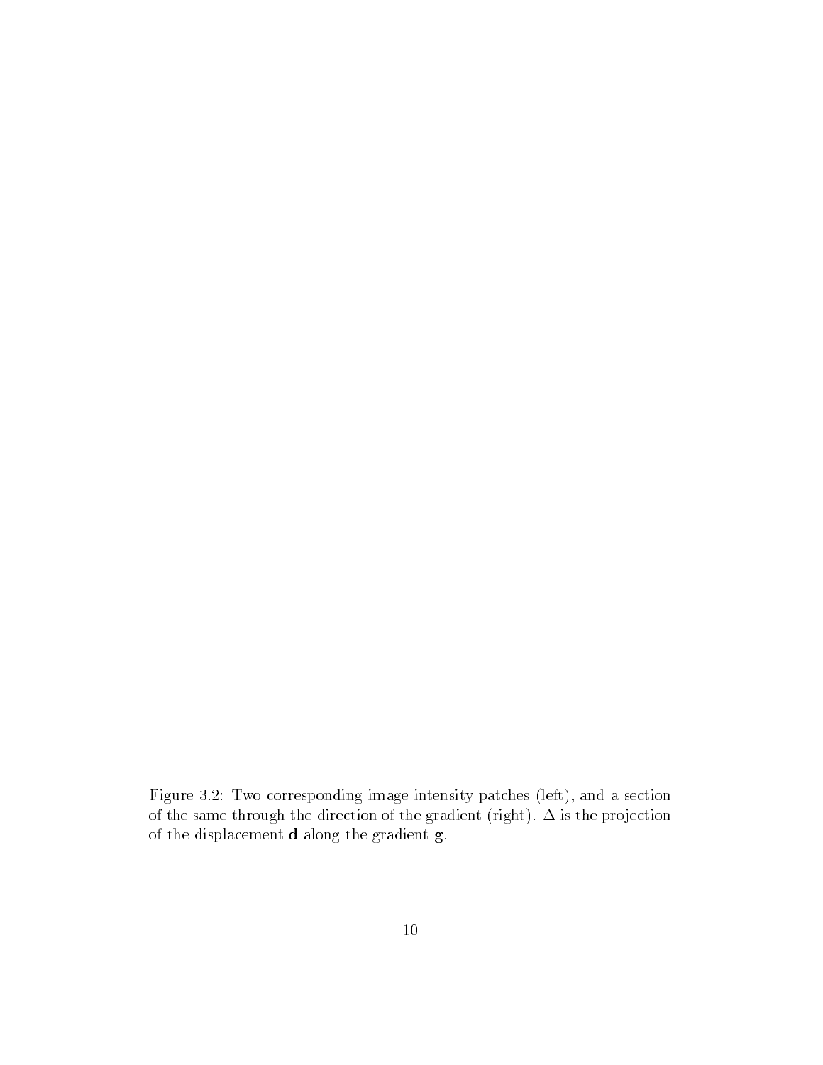Figure 3.2: Two corresponding image intensity patches (left), and a section of the same through the direction of the gradient (right). $\Delta$ is the projection of the displacement $\mathbf{d}$ along the gradient $\mathbf{g}$.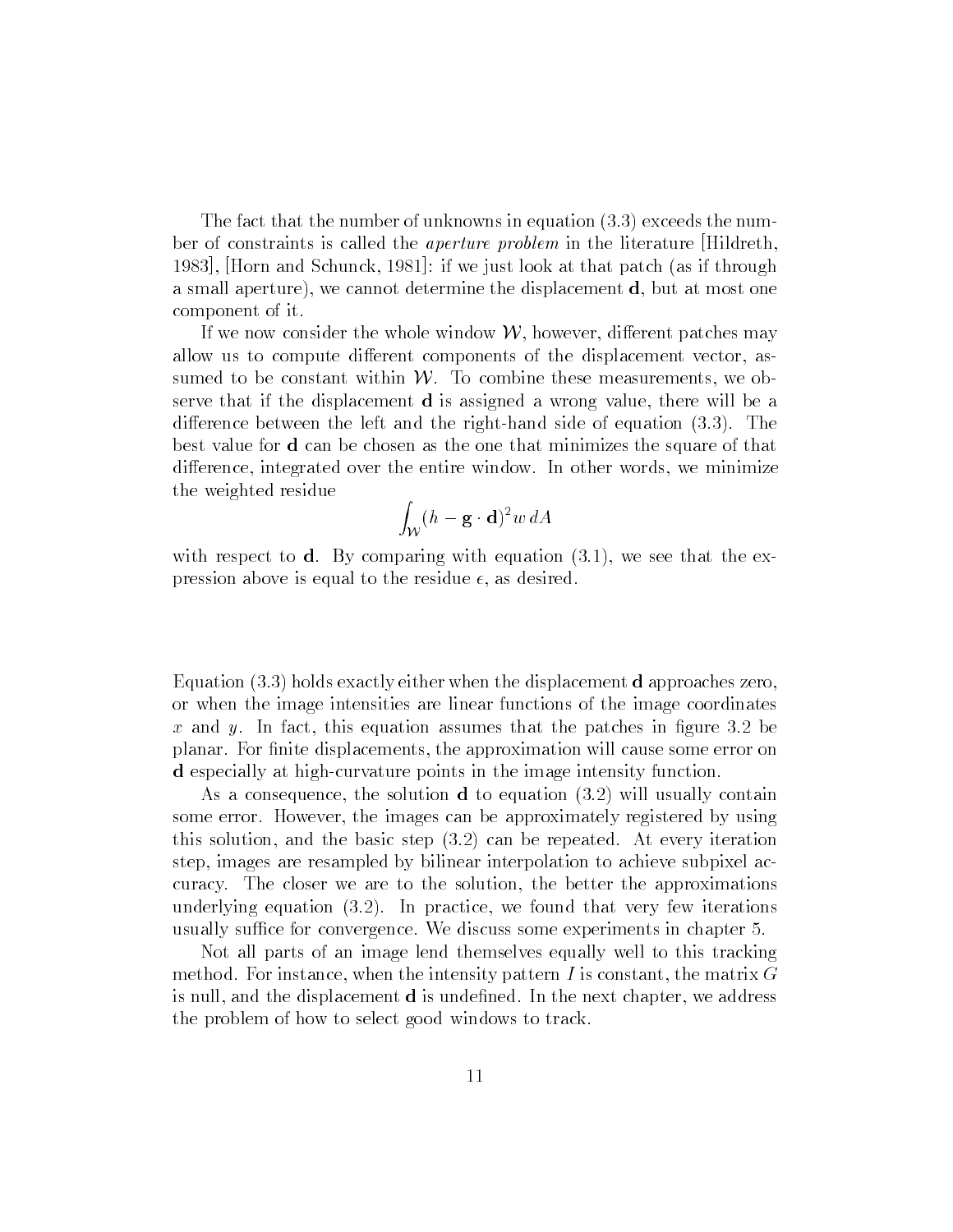The fact that the number of unknowns in equation (3.3) exceeds the number of constraints is called the *aperture problem* in the literature [Hildreth, 1983], [Horn and Schunck, 1981]: if we just look at that patch (as if through a small aperture), we cannot determine the displacement $\mathbf{d}$, but at most one component of it.

If we now consider the whole window $\mathcal{W}$, however, different patches may allow us to compute different components of the displacement vector, assumed to be constant within $\mathcal{W}$. To combine these measurements, we observe that if the displacement $\mathbf{d}$ is assigned a wrong value, there will be a difference between the left and the right-hand side of equation (3.3). The best value for $\mathbf{d}$ can be chosen as the one that minimizes the square of that difference, integrated over the entire window. In other words, we minimize the weighted residue

$$\int_{\mathcal{W}} (h - \mathbf{g} \cdot \mathbf{d})^2 w \, dA$$

with respect to $\mathbf{d}$. By comparing with equation (3.1), we see that the expression above is equal to the residue $\epsilon$, as desired.

Equation (3.3) holds exactly either when the displacement $\mathbf{d}$ approaches zero, or when the image intensities are linear functions of the image coordinates $x$ and $y$. In fact, this equation assumes that the patches in figure 3.2 be planar. For finite displacements, the approximation will cause some error on $\mathbf{d}$ especially at high-curvature points in the image intensity function.

As a consequence, the solution $\mathbf{d}$ to equation (3.2) will usually contain some error. However, the images can be approximately registered by using this solution, and the basic step (3.2) can be repeated. At every iteration step, images are resampled by bilinear interpolation to achieve subpixel accuracy. The closer we are to the solution, the better the approximations underlying equation (3.2). In practice, we found that very few iterations usually suffice for convergence. We discuss some experiments in chapter 5.

Not all parts of an image lend themselves equally well to this tracking method. For instance, when the intensity pattern $I$ is constant, the matrix $G$ is null, and the displacement $\mathbf{d}$ is undefined. In the next chapter, we address the problem of how to select good windows to track.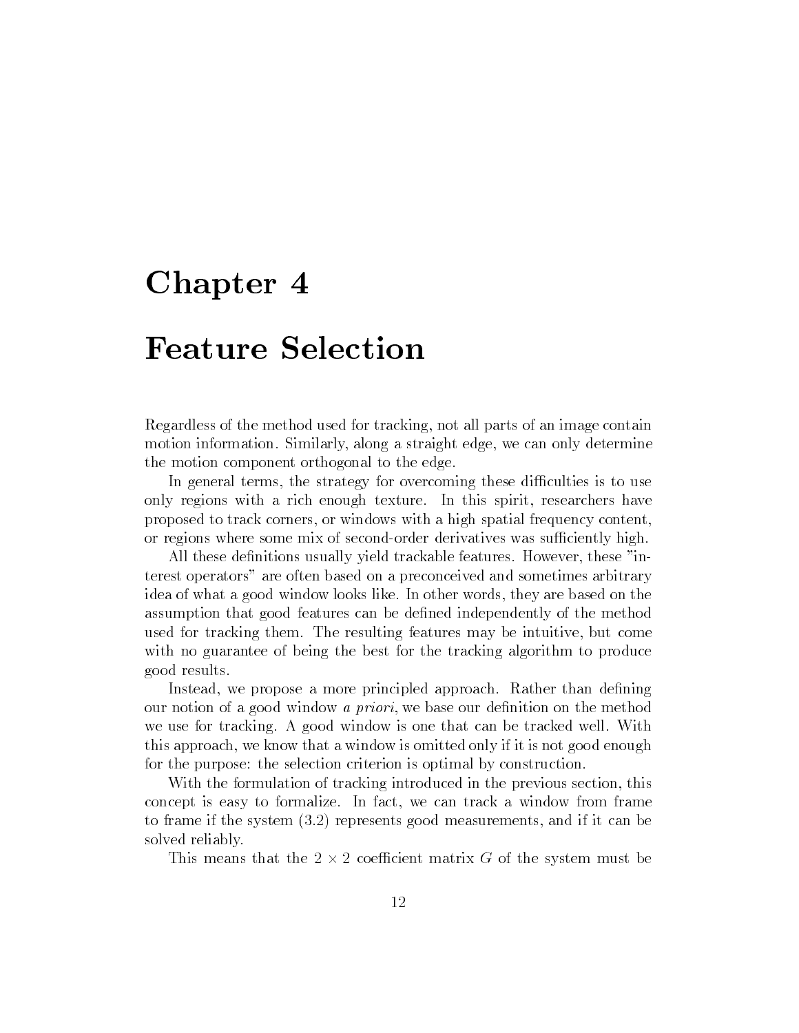# Chapter 4

# Feature Selection

Regardless of the method used for tracking, not all parts of an image contain motion information. Similarly, along a straight edge, we can only determine the motion component orthogonal to the edge.

In general terms, the strategy for overcoming these difficulties is to use only regions with a rich enough texture. In this spirit, researchers have proposed to track corners, or windows with a high spatial frequency content, or regions where some mix of second-order derivatives was sufficiently high.

All these definitions usually yield trackable features. However, these "interest operators" are often based on a preconceived and sometimes arbitrary idea of what a good window looks like. In other words, they are based on the assumption that good features can be defined independently of the method used for tracking them. The resulting features may be intuitive, but come with no guarantee of being the best for the tracking algorithm to produce good results.

Instead, we propose a more principled approach. Rather than defining our notion of a good window *a priori*, we base our definition on the method we use for tracking. A good window is one that can be tracked well. With this approach, we know that a window is omitted only if it is not good enough for the purpose: the selection criterion is optimal by construction.

With the formulation of tracking introduced in the previous section, this concept is easy to formalize. In fact, we can track a window from frame to frame if the system (3.2) represents good measurements, and if it can be solved reliably.

This means that the $2 \times 2$ coefficient matrix $G$ of the system must be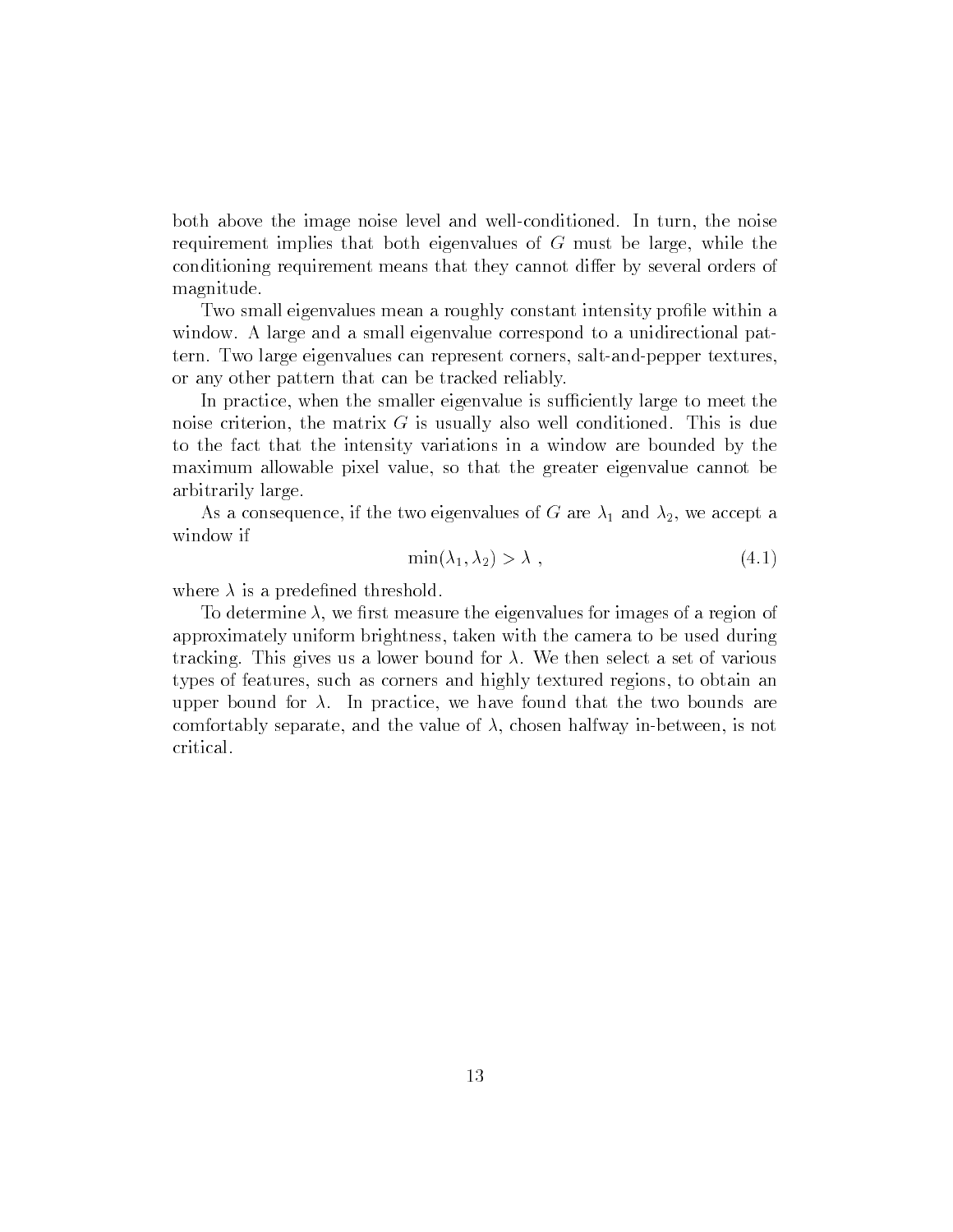both above the image noise level and well-conditioned. In turn, the noise requirement implies that both eigenvalues of $G$ must be large, while the conditioning requirement means that they cannot differ by several orders of magnitude.

Two small eigenvalues mean a roughly constant intensity profile within a window. A large and a small eigenvalue correspond to a unidirectional pattern. Two large eigenvalues can represent corners, salt-and-pepper textures, or any other pattern that can be tracked reliably.

In practice, when the smaller eigenvalue is sufficiently large to meet the noise criterion, the matrix $G$ is usually also well conditioned. This is due to the fact that the intensity variations in a window are bounded by the maximum allowable pixel value, so that the greater eigenvalue cannot be arbitrarily large.

As a consequence, if the two eigenvalues of $G$ are $\lambda_1$ and $\lambda_2$, we accept a window if

$$\min(\lambda_1, \lambda_2) > \lambda \ , \tag{4.1}$$

where $\lambda$ is a predefined threshold.

To determine $\lambda$, we first measure the eigenvalues for images of a region of approximately uniform brightness, taken with the camera to be used during tracking. This gives us a lower bound for $\lambda$. We then select a set of various types of features, such as corners and highly textured regions, to obtain an upper bound for $\lambda$. In practice, we have found that the two bounds are comfortably separate, and the value of $\lambda$, chosen halfway in-between, is not critical.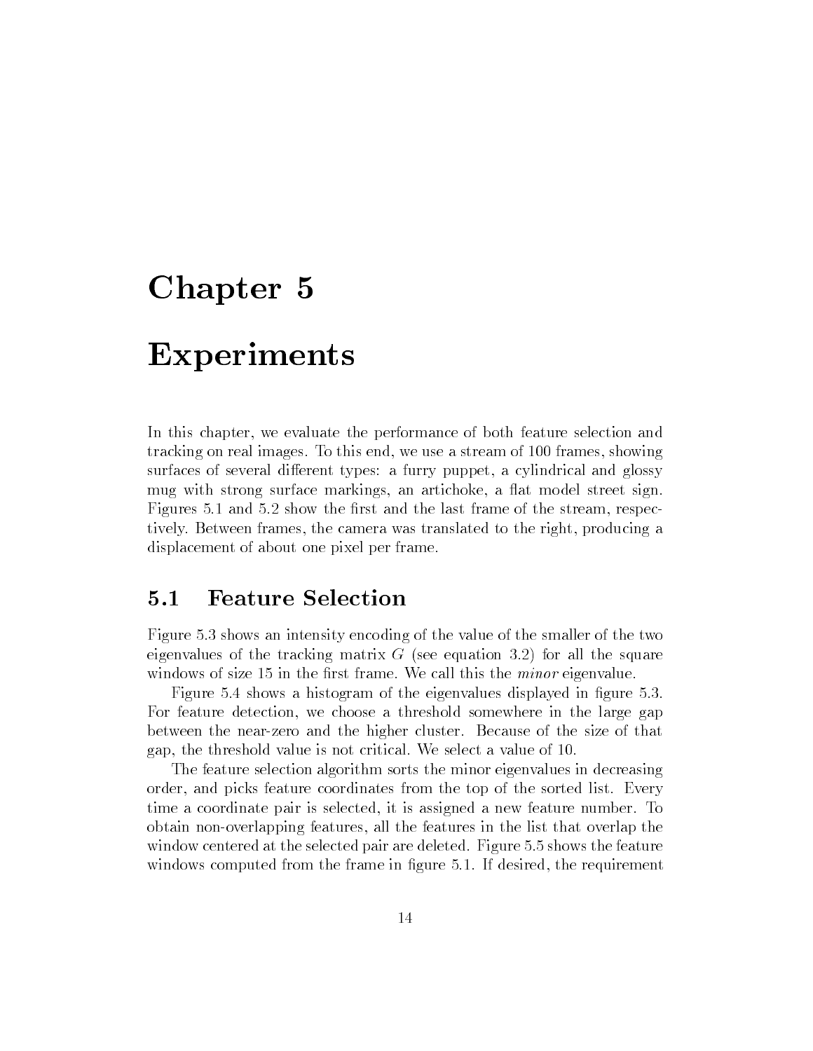# Chapter 5

# Experiments

In this chapter, we evaluate the performance of both feature selection and tracking on real images. To this end, we use a stream of 100 frames, showing surfaces of several different types: a furry puppet, a cylindrical and glossy mug with strong surface markings, an artichoke, a flat model street sign. Figures 5.1 and 5.2 show the first and the last frame of the stream, respectively. Between frames, the camera was translated to the right, producing a displacement of about one pixel per frame.

## 5.1 Feature Selection

Figure 5.3 shows an intensity encoding of the value of the smaller of the two eigenvalues of the tracking matrix $G$ (see equation 3.2) for all the square windows of size 15 in the first frame. We call this the *minor* eigenvalue.

Figure 5.4 shows a histogram of the eigenvalues displayed in figure 5.3. For feature detection, we choose a threshold somewhere in the large gap between the near-zero and the higher cluster. Because of the size of that gap, the threshold value is not critical. We select a value of 10.

The feature selection algorithm sorts the minor eigenvalues in decreasing order, and picks feature coordinates from the top of the sorted list. Every time a coordinate pair is selected, it is assigned a new feature number. To obtain non-overlapping features, all the features in the list that overlap the window centered at the selected pair are deleted. Figure 5.5 shows the feature windows computed from the frame in figure 5.1. If desired, the requirement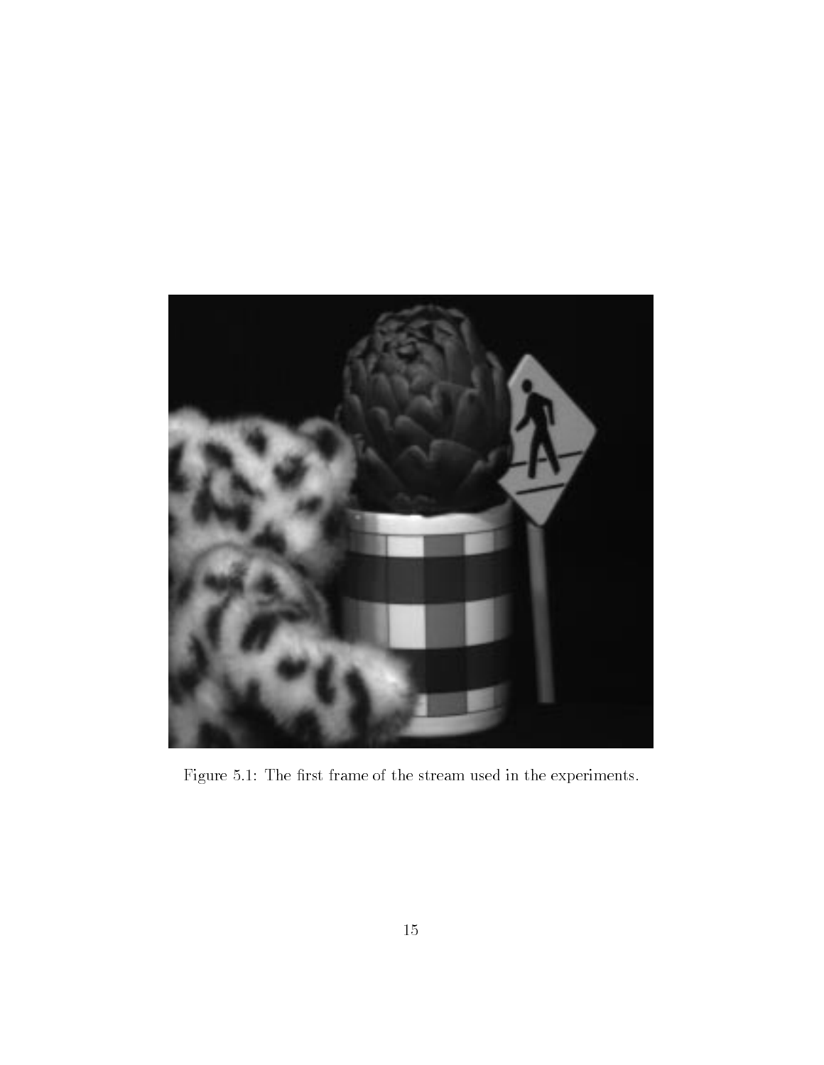Figure 5.1: The first frame of the stream used in the experiments.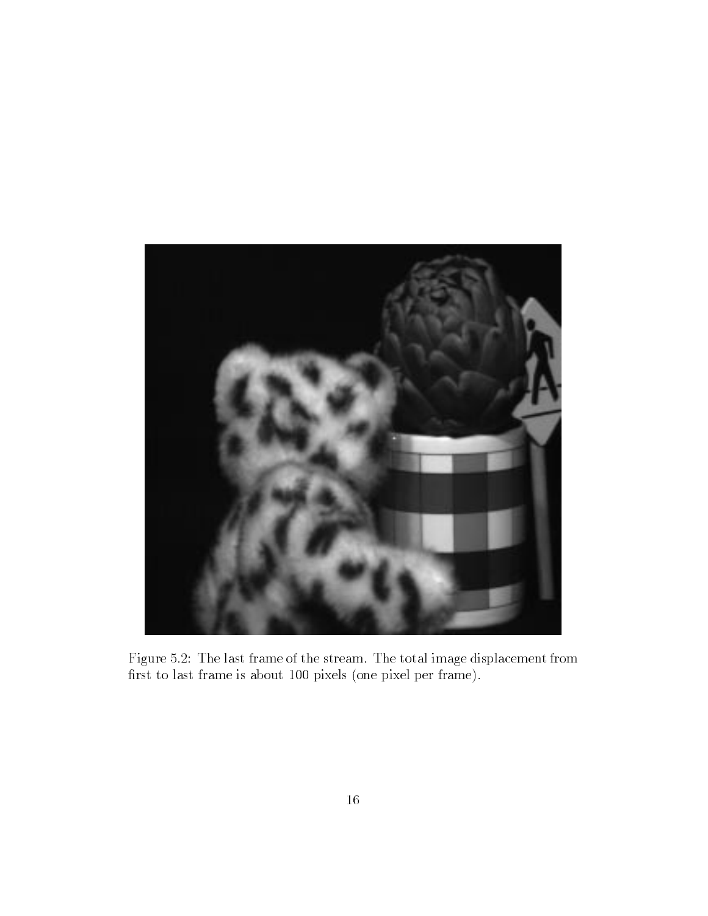Figure 5.2: The last frame of the stream. The total image displacement from first to last frame is about 100 pixels (one pixel per frame).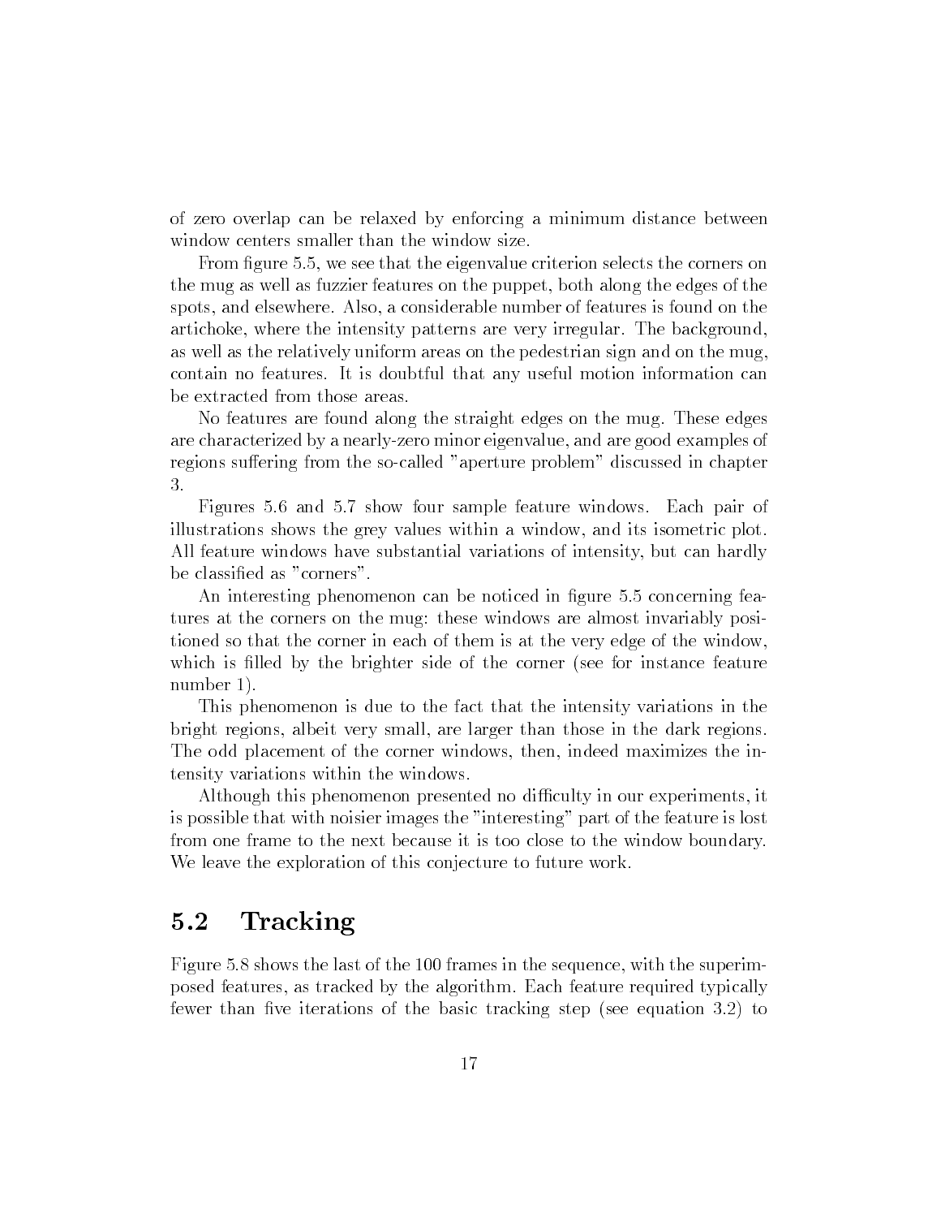of zero overlap can be relaxed by enforcing a minimum distance between window centers smaller than the window size.

From figure 5.5, we see that the eigenvalue criterion selects the corners on the mug as well as fuzzier features on the puppet, both along the edges of the spots, and elsewhere. Also, a considerable number of features is found on the artichoke, where the intensity patterns are very irregular. The background, as well as the relatively uniform areas on the pedestrian sign and on the mug, contain no features. It is doubtful that any useful motion information can be extracted from those areas.

No features are found along the straight edges on the mug. These edges are characterized by a nearly-zero minor eigenvalue, and are good examples of regions suffering from the so-called "aperture problem" discussed in chapter 3.

Figures 5.6 and 5.7 show four sample feature windows. Each pair of illustrations shows the grey values within a window, and its isometric plot. All feature windows have substantial variations of intensity, but can hardly be classified as "corners".

An interesting phenomenon can be noticed in figure 5.5 concerning features at the corners on the mug: these windows are almost invariably positioned so that the corner in each of them is at the very edge of the window, which is filled by the brighter side of the corner (see for instance feature number 1).

This phenomenon is due to the fact that the intensity variations in the bright regions, albeit very small, are larger than those in the dark regions. The odd placement of the corner windows, then, indeed maximizes the intensity variations within the windows.

Although this phenomenon presented no difficulty in our experiments, it is possible that with noisier images the "interesting" part of the feature is lost from one frame to the next because it is too close to the window boundary. We leave the exploration of this conjecture to future work.

## 5.2 Tracking

Figure 5.8 shows the last of the 100 frames in the sequence, with the superimposed features, as tracked by the algorithm. Each feature required typically fewer than five iterations of the basic tracking step (see equation 3.2) to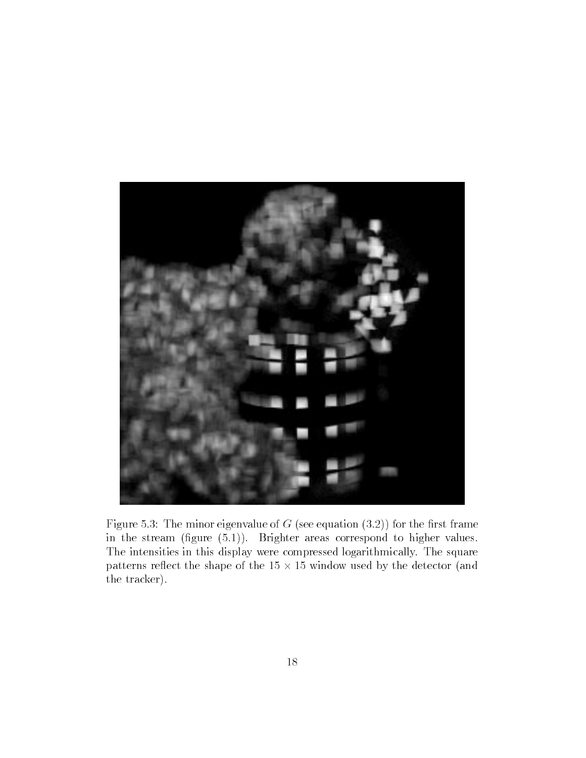Figure 5.3: The minor eigenvalue of $G$ (see equation (3.2)) for the first frame in the stream (figure (5.1)). Brighter areas correspond to higher values. The intensities in this display were compressed logarithmically. The square patterns reflect the shape of the $15 \times 15$ window used by the detector (and the tracker).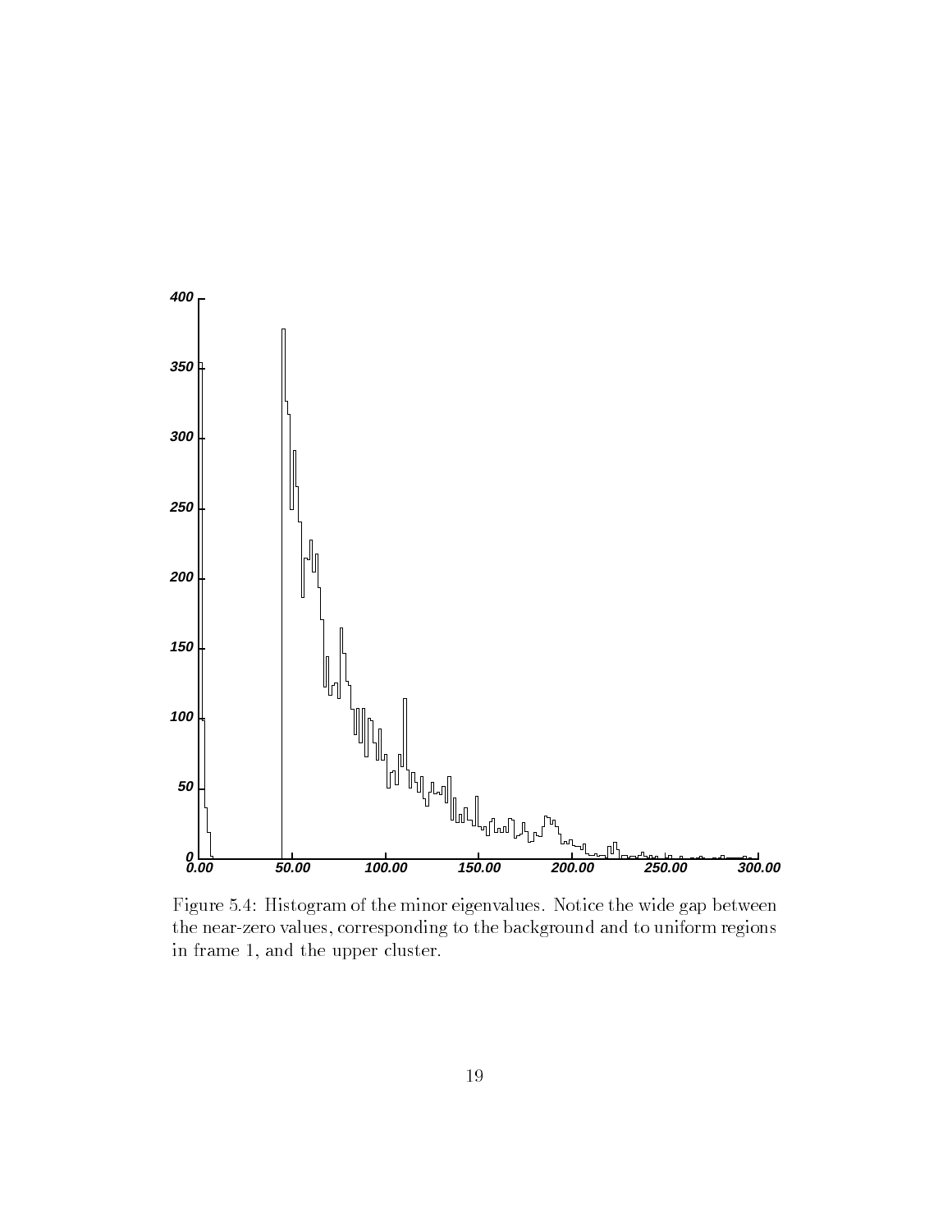Figure 5.4: Histogram of the minor eigenvalues. Notice the wide gap between the near-zero values, corresponding to the background and to uniform regions in frame 1, and the upper cluster.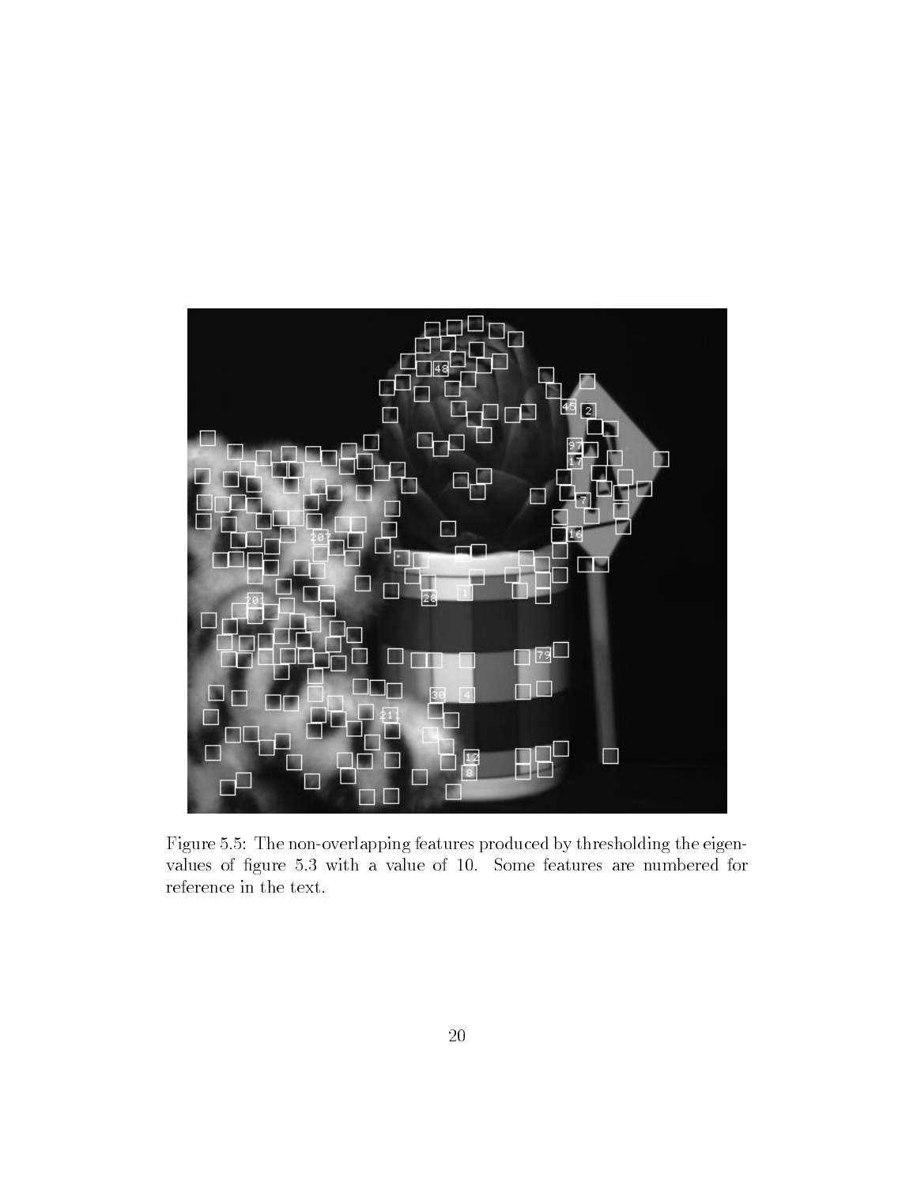Figure 5.5: The non-overlapping features produced by thresholding the eigenvalues of figure 5.3 with a value of 10. Some features are numbered for reference in the text.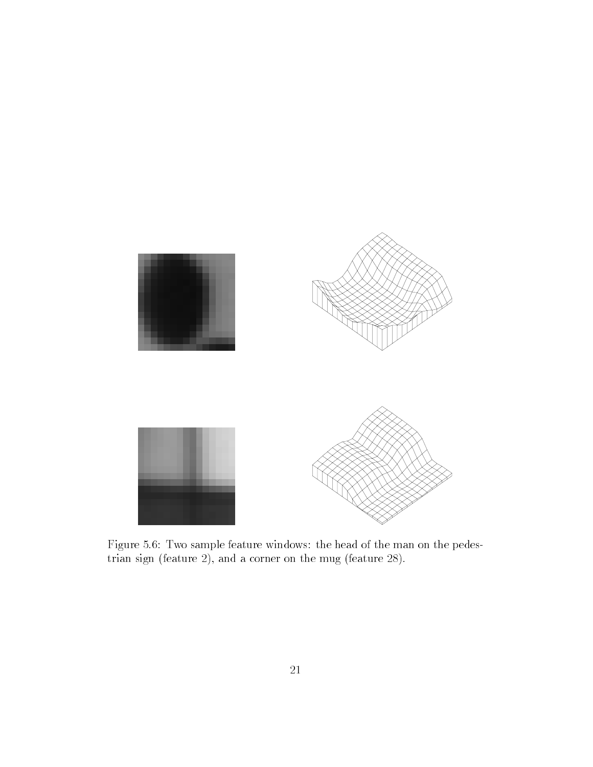Figure 5.6: Two sample feature windows: the head of the man on the pedestrian sign (feature 2), and a corner on the mug (feature 28).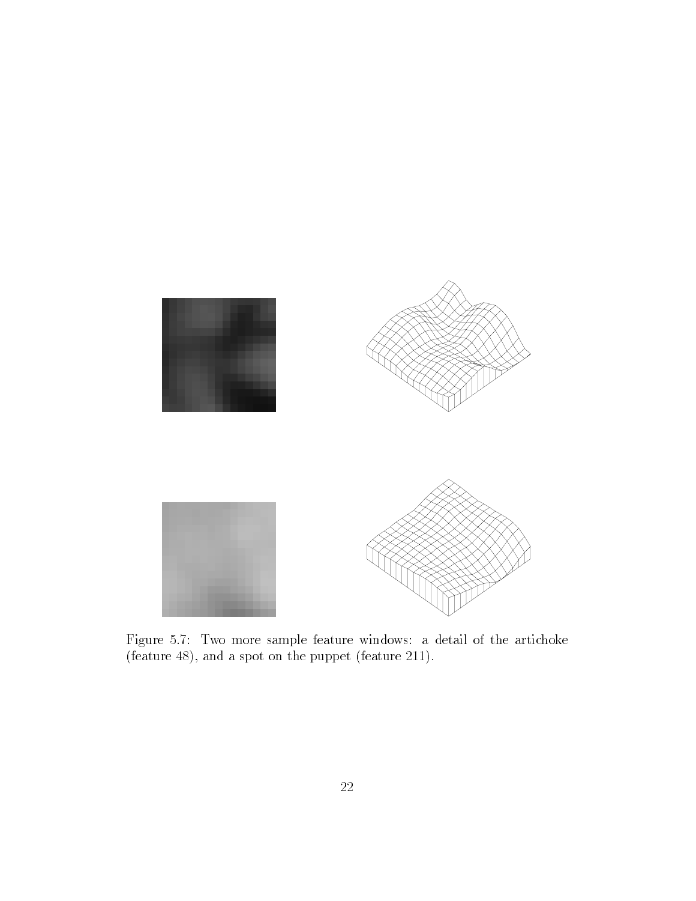Figure 5.7: Two more sample feature windows: a detail of the artichoke (feature 48), and a spot on the puppet (feature 211).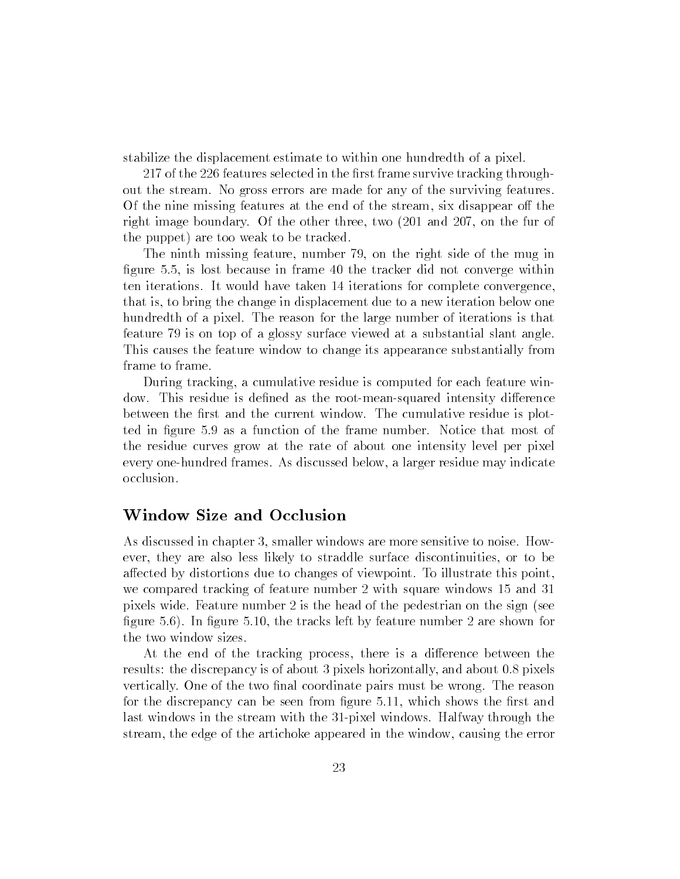stabilize the displacement estimate to within one hundredth of a pixel.

217 of the 226 features selected in the first frame survive tracking throughout the stream. No gross errors are made for any of the surviving features. Of the nine missing features at the end of the stream, six disappear off the right image boundary. Of the other three, two (201 and 207, on the fur of the puppet) are too weak to be tracked.

The ninth missing feature, number 79, on the right side of the mug in figure 5.5, is lost because in frame 40 the tracker did not converge within ten iterations. It would have taken 14 iterations for complete convergence, that is, to bring the change in displacement due to a new iteration below one hundredth of a pixel. The reason for the large number of iterations is that feature 79 is on top of a glossy surface viewed at a substantial slant angle. This causes the feature window to change its appearance substantially from frame to frame.

During tracking, a cumulative residue is computed for each feature window. This residue is defined as the root-mean-squared intensity difference between the first and the current window. The cumulative residue is plotted in figure 5.9 as a function of the frame number. Notice that most of the residue curves grow at the rate of about one intensity level per pixel every one-hundred frames. As discussed below, a larger residue may indicate occlusion.

## Window Size and Occlusion

As discussed in chapter 3, smaller windows are more sensitive to noise. However, they are also less likely to straddle surface discontinuities, or to be affected by distortions due to changes of viewpoint. To illustrate this point, we compared tracking of feature number 2 with square windows 15 and 31 pixels wide. Feature number 2 is the head of the pedestrian on the sign (see figure 5.6). In figure 5.10, the tracks left by feature number 2 are shown for the two window sizes.

At the end of the tracking process, there is a difference between the results: the discrepancy is of about 3 pixels horizontally, and about 0.8 pixels vertically. One of the two final coordinate pairs must be wrong. The reason for the discrepancy can be seen from figure 5.11, which shows the first and last windows in the stream with the 31-pixel windows. Halfway through the stream, the edge of the artichoke appeared in the window, causing the error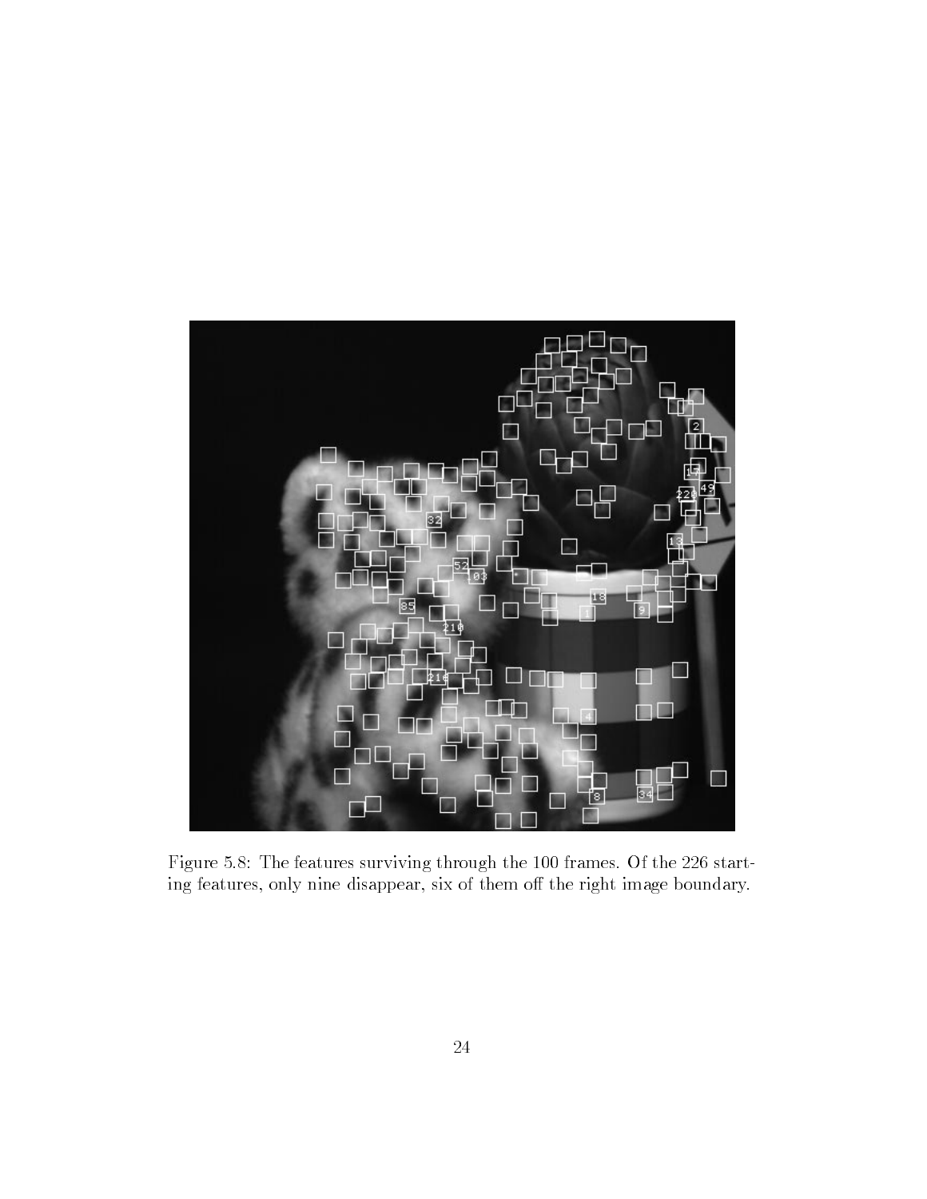Figure 5.8: The features surviving through the 100 frames. Of the 226 starting features, only nine disappear, six of them off the right image boundary.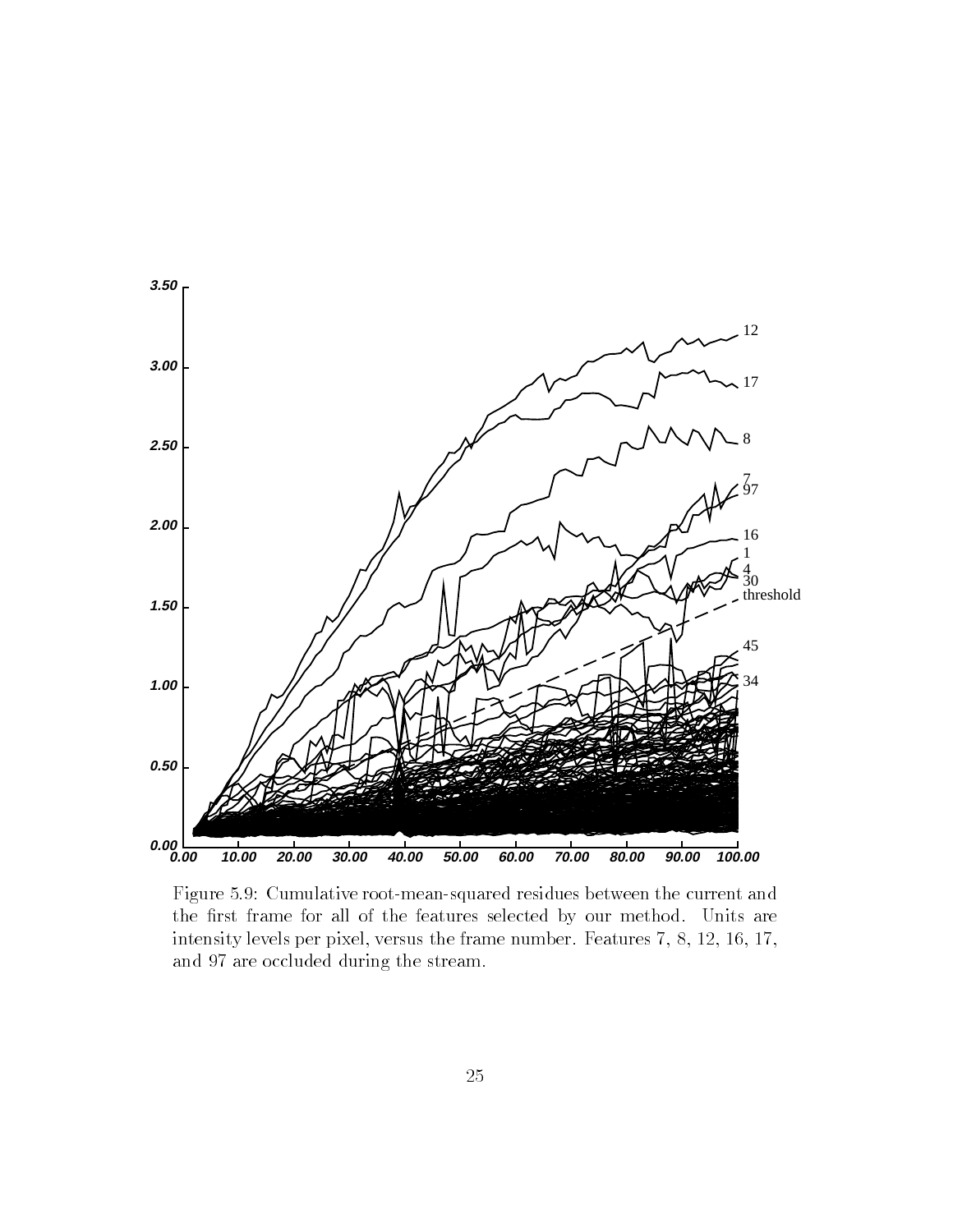Figure 5.9: Cumulative root-mean-squared residues between the current and the first frame for all of the features selected by our method. Units are intensity levels per pixel, versus the frame number. Features 7, 8, 12, 16, 17, and 97 are occluded during the stream.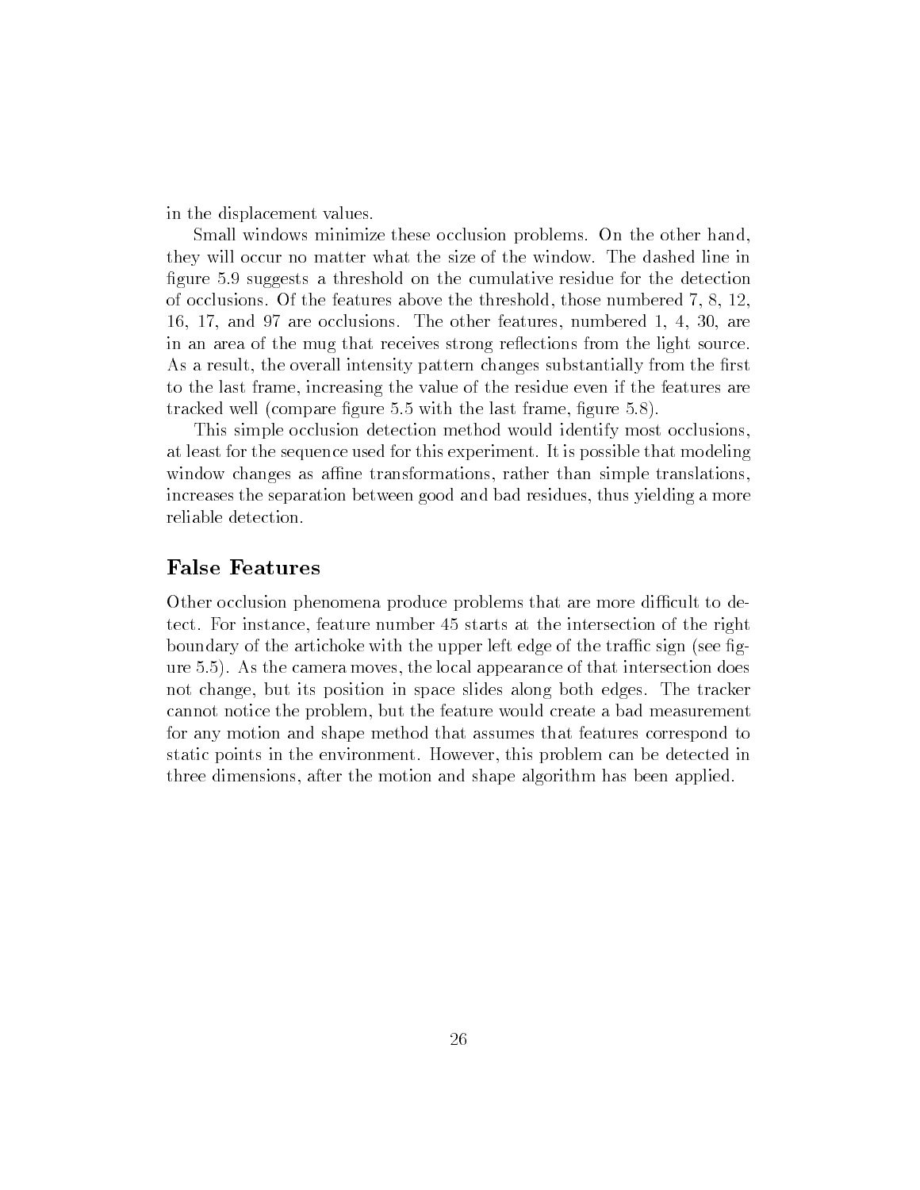in the displacement values.

Small windows minimize these occlusion problems. On the other hand, they will occur no matter what the size of the window. The dashed line in figure 5.9 suggests a threshold on the cumulative residue for the detection of occlusions. Of the features above the threshold, those numbered 7, 8, 12, 16, 17, and 97 are occlusions. The other features, numbered 1, 4, 30, are in an area of the mug that receives strong reflections from the light source. As a result, the overall intensity pattern changes substantially from the first to the last frame, increasing the value of the residue even if the features are tracked well (compare figure 5.5 with the last frame, figure 5.8).

This simple occlusion detection method would identify most occlusions, at least for the sequence used for this experiment. It is possible that modeling window changes as affine transformations, rather than simple translations, increases the separation between good and bad residues, thus yielding a more reliable detection.

## False Features

Other occlusion phenomena produce problems that are more difficult to detect. For instance, feature number 45 starts at the intersection of the right boundary of the artichoke with the upper left edge of the traffic sign (see figure 5.5). As the camera moves, the local appearance of that intersection does not change, but its position in space slides along both edges. The tracker cannot notice the problem, but the feature would create a bad measurement for any motion and shape method that assumes that features correspond to static points in the environment. However, this problem can be detected in three dimensions, after the motion and shape algorithm has been applied.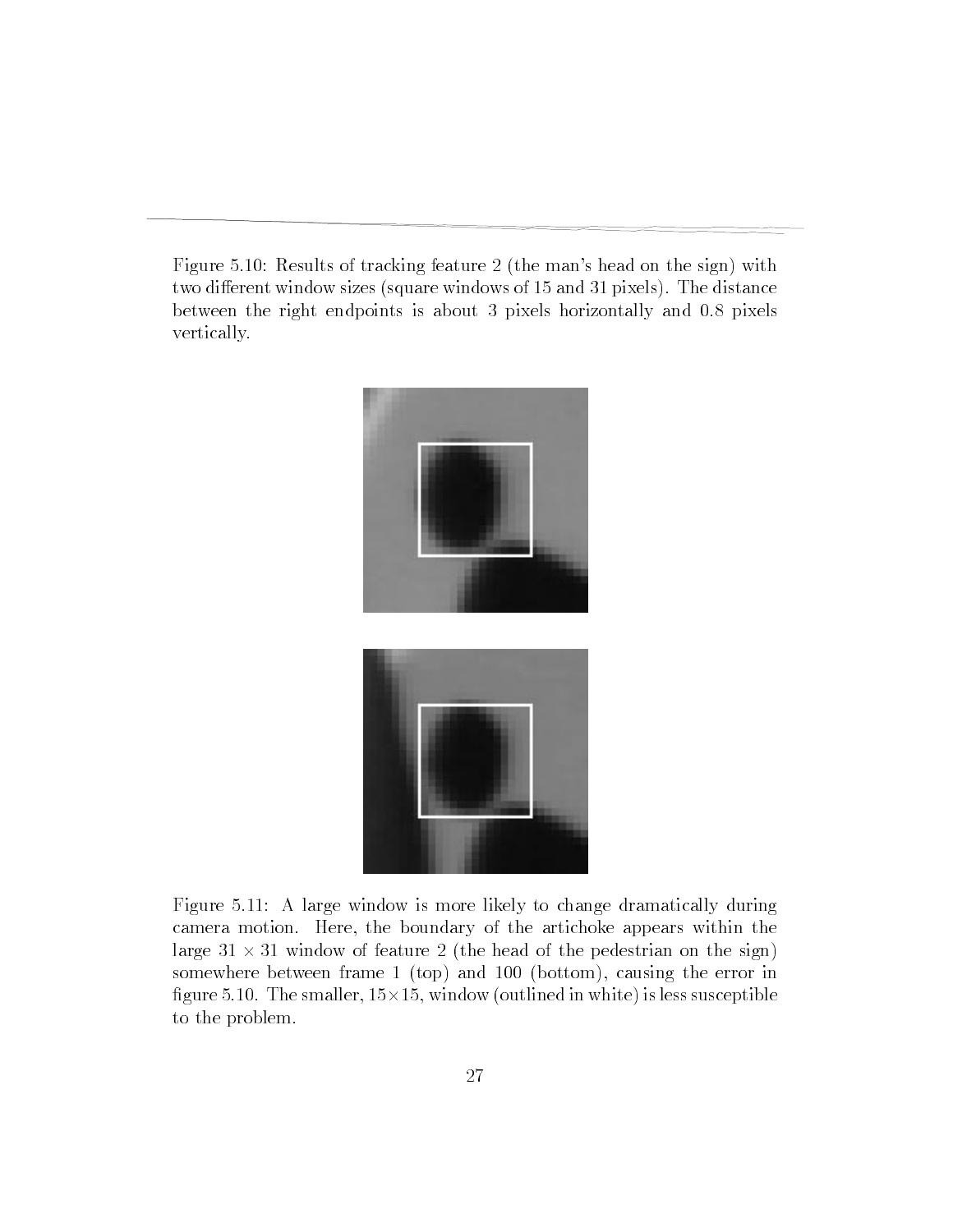Figure 5.10: Results of tracking feature 2 (the man's head on the sign) with two different window sizes (square windows of 15 and 31 pixels). The distance between the right endpoints is about 3 pixels horizontally and 0.8 pixels vertically.

Figure 5.11: A large window is more likely to change dramatically during camera motion. Here, the boundary of the artichoke appears within the large $31 \times 31$ window of feature 2 (the head of the pedestrian on the sign) somewhere between frame 1 (top) and 100 (bottom), causing the error in figure 5.10. The smaller, $15 \times 15$, window (outlined in white) is less susceptible to the problem.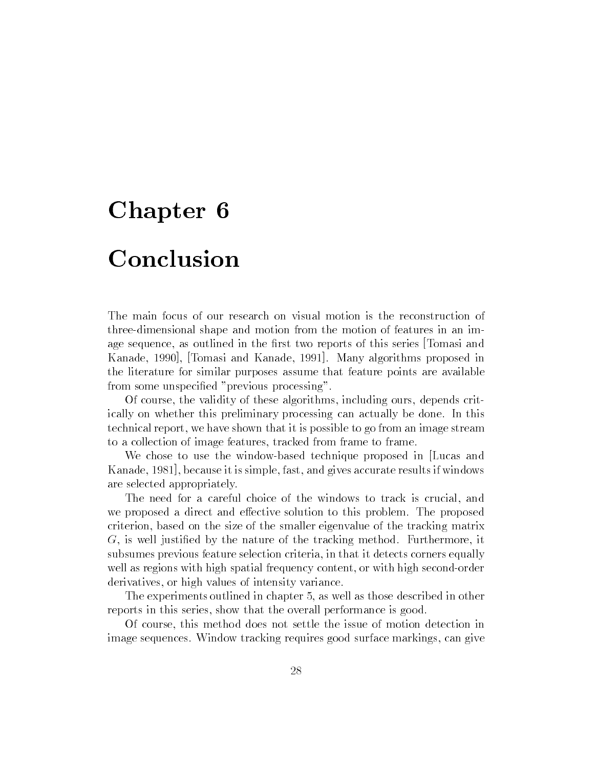# Chapter 6

# Conclusion

The main focus of our research on visual motion is the reconstruction of three-dimensional shape and motion from the motion of features in an image sequence, as outlined in the first two reports of this series [Tomasi and Kanade, 1990], [Tomasi and Kanade, 1991]. Many algorithms proposed in the literature for similar purposes assume that feature points are available from some unspecified "previous processing".

Of course, the validity of these algorithms, including ours, depends critically on whether this preliminary processing can actually be done. In this technical report, we have shown that it is possible to go from an image stream to a collection of image features, tracked from frame to frame.

We chose to use the window-based technique proposed in [Lucas and Kanade, 1981], because it is simple, fast, and gives accurate results if windows are selected appropriately.

The need for a careful choice of the windows to track is crucial, and we proposed a direct and effective solution to this problem. The proposed criterion, based on the size of the smaller eigenvalue of the tracking matrix $G$, is well justified by the nature of the tracking method. Furthermore, it subsumes previous feature selection criteria, in that it detects corners equally well as regions with high spatial frequency content, or with high second-order derivatives, or high values of intensity variance.

The experiments outlined in chapter 5, as well as those described in other reports in this series, show that the overall performance is good.

Of course, this method does not settle the issue of motion detection in image sequences. Window tracking requires good surface markings, can give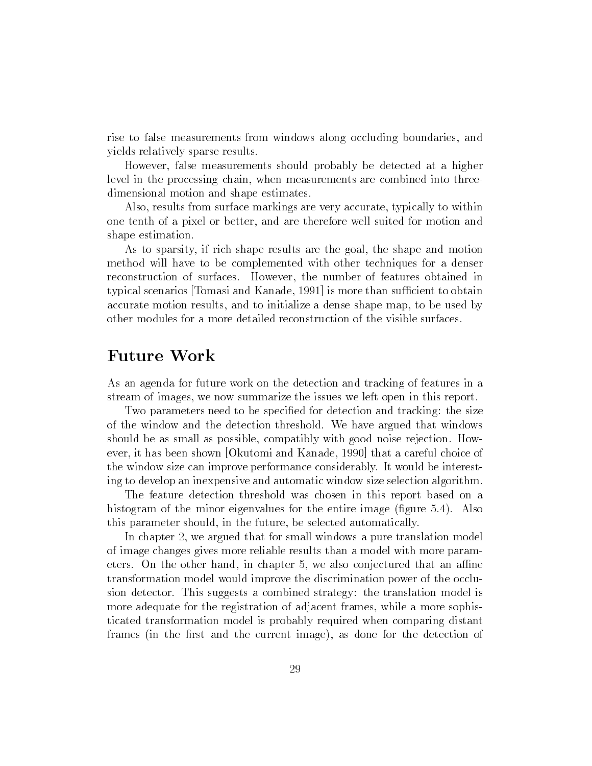rise to false measurements from windows along occluding boundaries, and yields relatively sparse results.

However, false measurements should probably be detected at a higher level in the processing chain, when measurements are combined into three-dimensional motion and shape estimates.

Also, results from surface markings are very accurate, typically to within one tenth of a pixel or better, and are therefore well suited for motion and shape estimation.

As to sparsity, if rich shape results are the goal, the shape and motion method will have to be complemented with other techniques for a denser reconstruction of surfaces. However, the number of features obtained in typical scenarios [Tomasi and Kanade, 1991] is more than sufficient to obtain accurate motion results, and to initialize a dense shape map, to be used by other modules for a more detailed reconstruction of the visible surfaces.

# Future Work

As an agenda for future work on the detection and tracking of features in a stream of images, we now summarize the issues we left open in this report.

Two parameters need to be specified for detection and tracking: the size of the window and the detection threshold. We have argued that windows should be as small as possible, compatibly with good noise rejection. However, it has been shown [Okutomi and Kanade, 1990] that a careful choice of the window size can improve performance considerably. It would be interesting to develop an inexpensive and automatic window size selection algorithm.

The feature detection threshold was chosen in this report based on a histogram of the minor eigenvalues for the entire image (figure 5.4). Also this parameter should, in the future, be selected automatically.

In chapter 2, we argued that for small windows a pure translation model of image changes gives more reliable results than a model with more parameters. On the other hand, in chapter 5, we also conjectured that an affine transformation model would improve the discrimination power of the occlusion detector. This suggests a combined strategy: the translation model is more adequate for the registration of adjacent frames, while a more sophisticated transformation model is probably required when comparing distant frames (in the first and the current image), as done for the detection of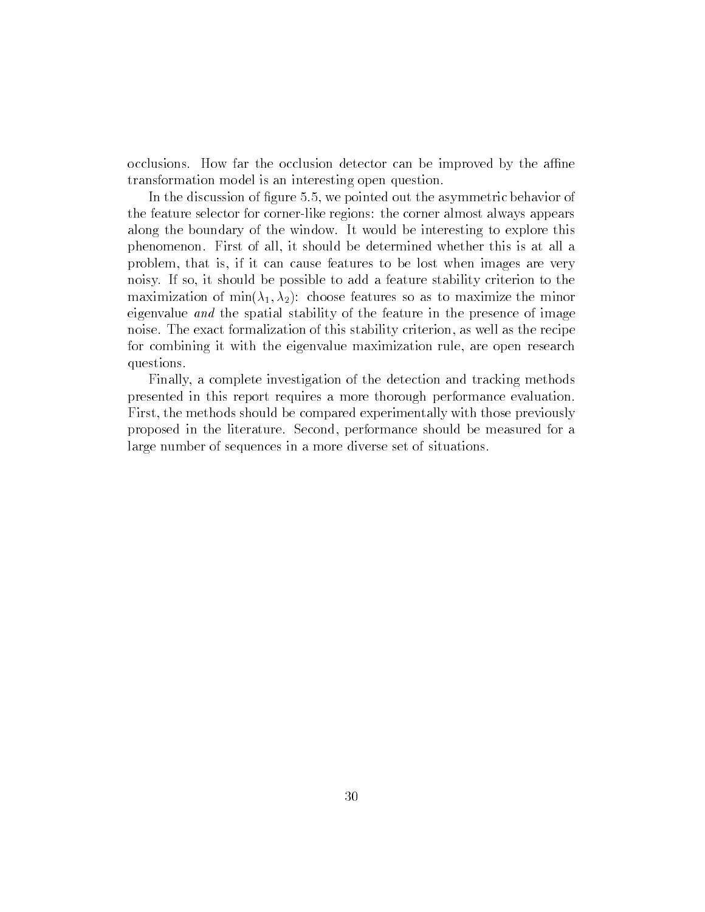occlusions. How far the occlusion detector can be improved by the affine transformation model is an interesting open question.

In the discussion of figure 5.5, we pointed out the asymmetric behavior of the feature selector for corner-like regions: the corner almost always appears along the boundary of the window. It would be interesting to explore this phenomenon. First of all, it should be determined whether this is at all a problem, that is, if it can cause features to be lost when images are very noisy. If so, it should be possible to add a feature stability criterion to the maximization of $\min(\lambda_1, \lambda_2)$: choose features so as to maximize the minor eigenvalue *and* the spatial stability of the feature in the presence of image noise. The exact formalization of this stability criterion, as well as the recipe for combining it with the eigenvalue maximization rule, are open research questions.

Finally, a complete investigation of the detection and tracking methods presented in this report requires a more thorough performance evaluation. First, the methods should be compared experimentally with those previously proposed in the literature. Second, performance should be measured for a large number of sequences in a more diverse set of situations.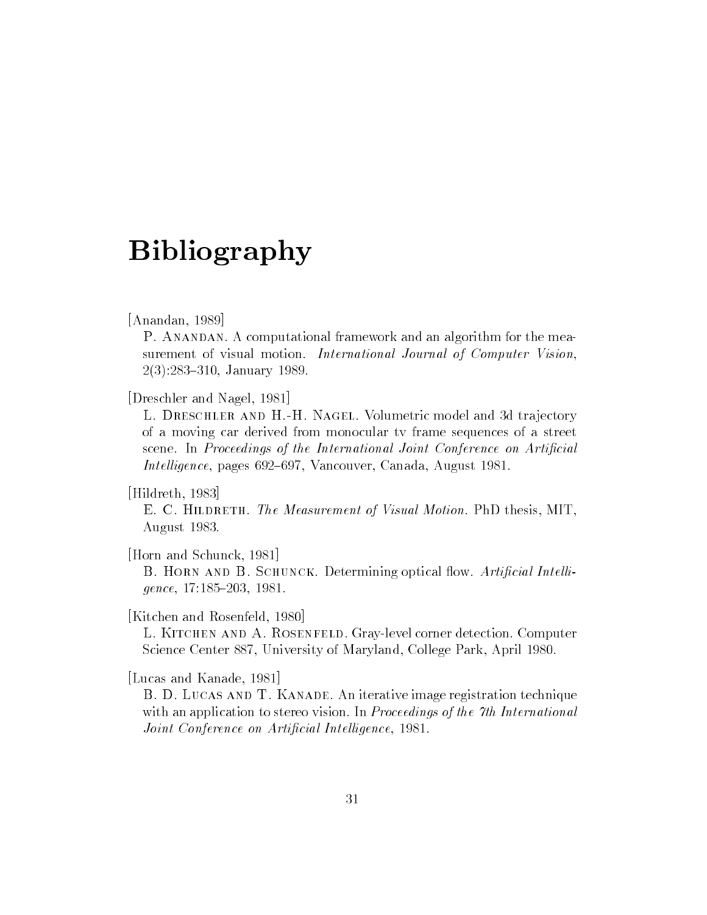# Bibliography

[Anandan, 1989]
P. Anandan. A computational framework and an algorithm for the measurement of visual motion. *International Journal of Computer Vision*, 2(3):283–310, January 1989.

[Dreschler and Nagel, 1981]
L. Dreschler and H.-H. Nagel. Volumetric model and 3d trajectory of a moving car derived from monocular tv frame sequences of a street scene. In *Proceedings of the International Joint Conference on Artificial Intelligence*, pages 692–697, Vancouver, Canada, August 1981.

[Hildreth, 1983]
E. C. Hildreth. *The Measurement of Visual Motion*. PhD thesis, MIT, August 1983.

[Horn and Schunck, 1981]
B. Horn and B. Schunck. Determining optical flow. *Artificial Intelligence*, 17:185–203, 1981.

[Kitchen and Rosenfeld, 1980]
L. Kitchen and A. Rosenfeld. Gray-level corner detection. Computer Science Center 887, University of Maryland, College Park, April 1980.

[Lucas and Kanade, 1981]
B. D. Lucas and T. Kanade. An iterative image registration technique with an application to stereo vision. In *Proceedings of the 7th International Joint Conference on Artificial Intelligence*, 1981.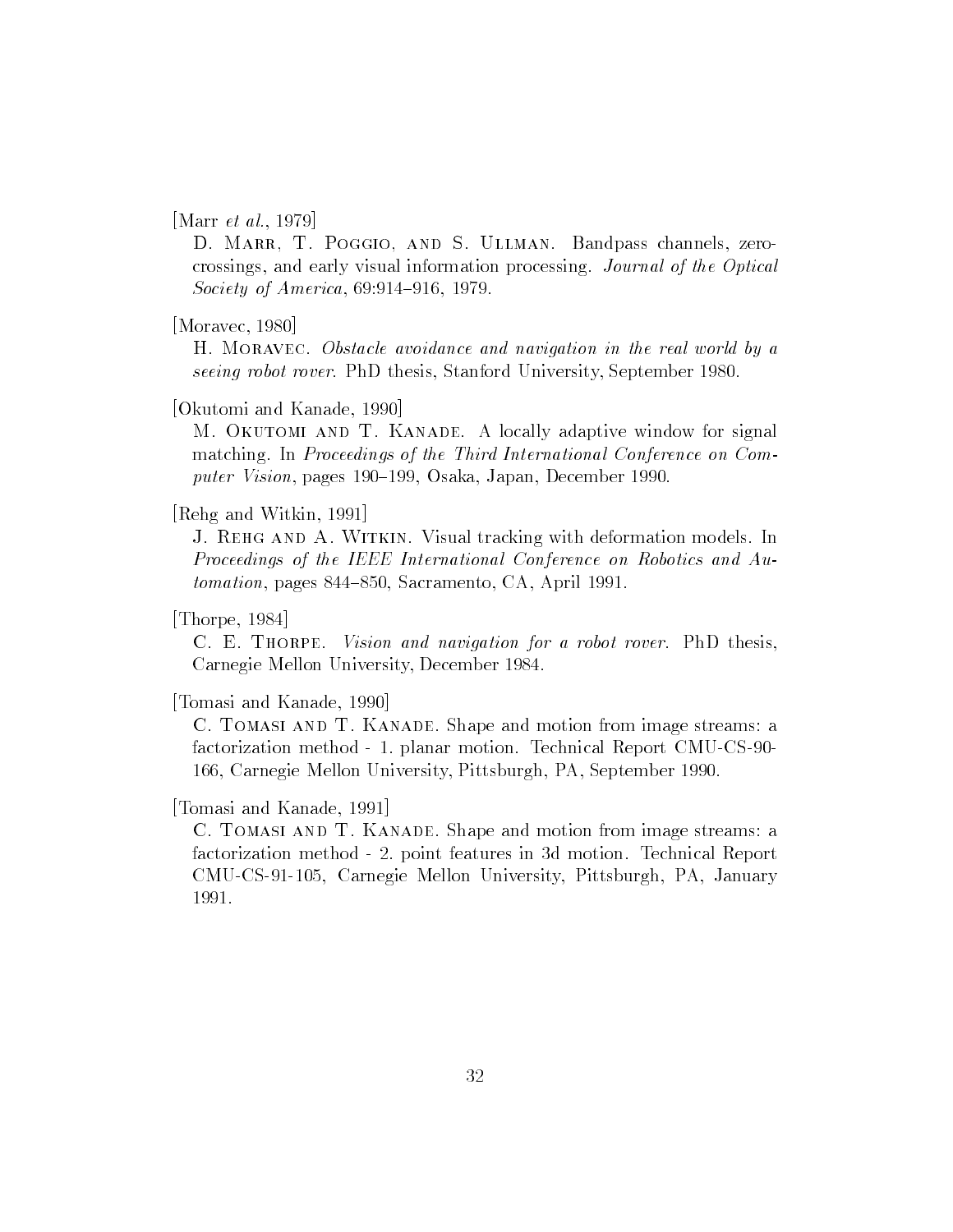[Marr *et al.*, 1979]
D. Marr, T. Poggio, and S. Ullman. Bandpass channels, zero-crossings, and early visual information processing. *Journal of the Optical Society of America*, 69:914–916, 1979.

[Moravec, 1980]
H. Moravec. *Obstacle avoidance and navigation in the real world by a seeing robot rover*. PhD thesis, Stanford University, September 1980.

[Okutomi and Kanade, 1990]
M. Okutomi and T. Kanade. A locally adaptive window for signal matching. In *Proceedings of the Third International Conference on Computer Vision*, pages 190–199, Osaka, Japan, December 1990.

[Rehg and Witkin, 1991]
J. Rehg and A. Witkin. Visual tracking with deformation models. In *Proceedings of the IEEE International Conference on Robotics and Automation*, pages 844–850, Sacramento, CA, April 1991.

[Thorpe, 1984]
C. E. Thorpe. *Vision and navigation for a robot rover*. PhD thesis, Carnegie Mellon University, December 1984.

[Tomasi and Kanade, 1990]
C. Tomasi and T. Kanade. Shape and motion from image streams: a factorization method - 1. planar motion. Technical Report CMU-CS-90-166, Carnegie Mellon University, Pittsburgh, PA, September 1990.

[Tomasi and Kanade, 1991]
C. Tomasi and T. Kanade. Shape and motion from image streams: a factorization method - 2. point features in 3d motion. Technical Report CMU-CS-91-105, Carnegie Mellon University, Pittsburgh, PA, January 1991.